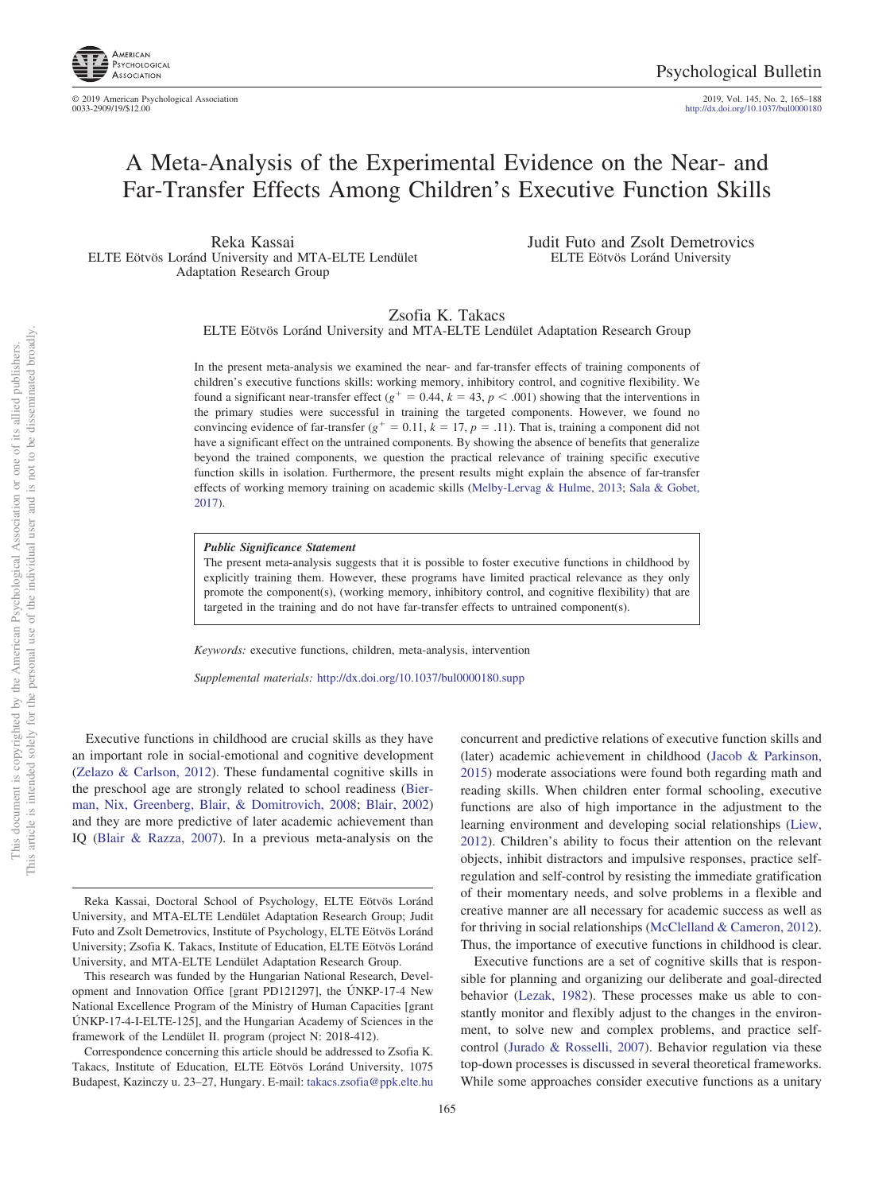# A Meta-Analysis of the Experimental Evidence on the Near- and Far-Transfer Effects Among Children's Executive Function Skills

Reka Kassai
ELTE Eötvös Loránd University and MTA-ELTE Lendület Adaptation Research Group

Judit Futo and Zsolt Demetrovics
ELTE Eötvös Loránd University

Zsofia K. Takacs
ELTE Eötvös Loránd University and MTA-ELTE Lendület Adaptation Research Group

In the present meta-analysis we examined the near- and far-transfer effects of training components of children's executive functions skills: working memory, inhibitory control, and cognitive flexibility. We found a significant near-transfer effect ($g^+ = 0.44$, $k = 43$, $p < .001$) showing that the interventions in the primary studies were successful in training the targeted components. However, we found no convincing evidence of far-transfer ($g^+ = 0.11$, $k = 17$, $p = .11$). That is, training a component did not have a significant effect on the untrained components. By showing the absence of benefits that generalize beyond the trained components, we question the practical relevance of training specific executive function skills in isolation. Furthermore, the present results might explain the absence of far-transfer effects of working memory training on academic skills (Melby-Lervag & Hulme, 2013; Sala & Gobet, 2017).

> ***Public Significance Statement***
>
> The present meta-analysis suggests that it is possible to foster executive functions in childhood by explicitly training them. However, these programs have limited practical relevance as they only promote the component(s), (working memory, inhibitory control, and cognitive flexibility) that are targeted in the training and do not have far-transfer effects to untrained component(s).

*Keywords:* executive functions, children, meta-analysis, intervention

*Supplemental materials:* http://dx.doi.org/10.1037/bul0000180.supp

Executive functions in childhood are crucial skills as they have an important role in social-emotional and cognitive development (Zelazo & Carlson, 2012). These fundamental cognitive skills in the preschool age are strongly related to school readiness (Bierman, Nix, Greenberg, Blair, & Domitrovich, 2008; Blair, 2002) and they are more predictive of later academic achievement than IQ (Blair & Razza, 2007). In a previous meta-analysis on the concurrent and predictive relations of executive function skills and (later) academic achievement in childhood (Jacob & Parkinson, 2015) moderate associations were found both regarding math and reading skills. When children enter formal schooling, executive functions are also of high importance in the adjustment to the learning environment and developing social relationships (Liew, 2012). Children's ability to focus their attention on the relevant objects, inhibit distractors and impulsive responses, practice self-regulation and self-control by resisting the immediate gratification of their momentary needs, and solve problems in a flexible and creative manner are all necessary for academic success as well as for thriving in social relationships (McClelland & Cameron, 2012). Thus, the importance of executive functions in childhood is clear.

Executive functions are a set of cognitive skills that is responsible for planning and organizing our deliberate and goal-directed behavior (Lezak, 1982). These processes make us able to constantly monitor and flexibly adjust to the changes in the environment, to solve new and complex problems, and practice self-control (Jurado & Rosselli, 2007). Behavior regulation via these top-down processes is discussed in several theoretical frameworks. While some approaches consider executive functions as a unitary

---

Reka Kassai, Doctoral School of Psychology, ELTE Eötvös Loránd University, and MTA-ELTE Lendület Adaptation Research Group; Judit Futo and Zsolt Demetrovics, Institute of Psychology, ELTE Eötvös Loránd University; Zsofia K. Takacs, Institute of Education, ELTE Eötvös Loránd University, and MTA-ELTE Lendület Adaptation Research Group.

This research was funded by the Hungarian National Research, Development and Innovation Office [grant PD121297], the ÚNKP-17-4 New National Excellence Program of the Ministry of Human Capacities [grant ÚNKP-17-4-I-ELTE-125], and the Hungarian Academy of Sciences in the framework of the Lendület II. program (project N: 2018-412).

Correspondence concerning this article should be addressed to Zsofia K. Takacs, Institute of Education, ELTE Eötvös Loránd University, 1075 Budapest, Kazinczy u. 23–27, Hungary. E-mail: takacs.zsofia@ppk.elte.hu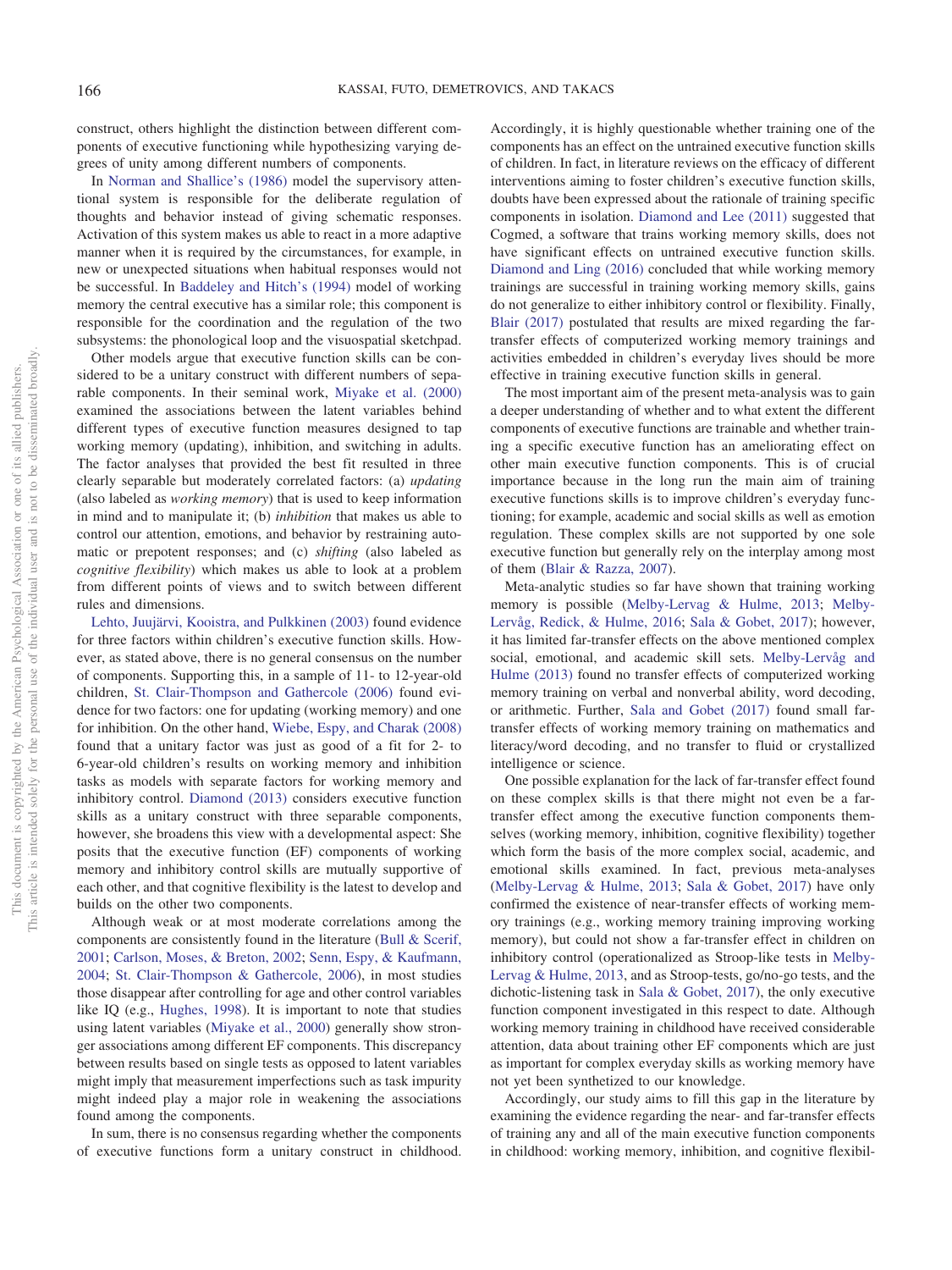construct, others highlight the distinction between different components of executive functioning while hypothesizing varying degrees of unity among different numbers of components.

In Norman and Shallice's (1986) model the supervisory attentional system is responsible for the deliberate regulation of thoughts and behavior instead of giving schematic responses. Activation of this system makes us able to react in a more adaptive manner when it is required by the circumstances, for example, in new or unexpected situations when habitual responses would not be successful. In Baddeley and Hitch's (1994) model of working memory the central executive has a similar role; this component is responsible for the coordination and the regulation of the two subsystems: the phonological loop and the visuospatial sketchpad.

Other models argue that executive function skills can be considered to be a unitary construct with different numbers of separable components. In their seminal work, Miyake et al. (2000) examined the associations between the latent variables behind different types of executive function measures designed to tap working memory (updating), inhibition, and switching in adults. The factor analyses that provided the best fit resulted in three clearly separable but moderately correlated factors: (a) *updating* (also labeled as *working memory*) that is used to keep information in mind and to manipulate it; (b) *inhibition* that makes us able to control our attention, emotions, and behavior by restraining automatic or prepotent responses; and (c) *shifting* (also labeled as *cognitive flexibility*) which makes us able to look at a problem from different points of views and to switch between different rules and dimensions.

Lehto, Juujärvi, Kooistra, and Pulkkinen (2003) found evidence for three factors within children's executive function skills. However, as stated above, there is no general consensus on the number of components. Supporting this, in a sample of 11- to 12-year-old children, St. Clair-Thompson and Gathercole (2006) found evidence for two factors: one for updating (working memory) and one for inhibition. On the other hand, Wiebe, Espy, and Charak (2008) found that a unitary factor was just as good of a fit for 2- to 6-year-old children's results on working memory and inhibition tasks as models with separate factors for working memory and inhibitory control. Diamond (2013) considers executive function skills as a unitary construct with three separable components, however, she broadens this view with a developmental aspect: She posits that the executive function (EF) components of working memory and inhibitory control skills are mutually supportive of each other, and that cognitive flexibility is the latest to develop and builds on the other two components.

Although weak or at most moderate correlations among the components are consistently found in the literature (Bull & Scerif, 2001; Carlson, Moses, & Breton, 2002; Senn, Espy, & Kaufmann, 2004; St. Clair-Thompson & Gathercole, 2006), in most studies those disappear after controlling for age and other control variables like IQ (e.g., Hughes, 1998). It is important to note that studies using latent variables (Miyake et al., 2000) generally show stronger associations among different EF components. This discrepancy between results based on single tests as opposed to latent variables might imply that measurement imperfections such as task impurity might indeed play a major role in weakening the associations found among the components.

In sum, there is no consensus regarding whether the components of executive functions form a unitary construct in childhood. Accordingly, it is highly questionable whether training one of the components has an effect on the untrained executive function skills of children. In fact, in literature reviews on the efficacy of different interventions aiming to foster children's executive function skills, doubts have been expressed about the rationale of training specific components in isolation. Diamond and Lee (2011) suggested that Cogmed, a software that trains working memory skills, does not have significant effects on untrained executive function skills. Diamond and Ling (2016) concluded that while working memory trainings are successful in training working memory skills, gains do not generalize to either inhibitory control or flexibility. Finally, Blair (2017) postulated that results are mixed regarding the far-transfer effects of computerized working memory trainings and activities embedded in children's everyday lives should be more effective in training executive function skills in general.

The most important aim of the present meta-analysis was to gain a deeper understanding of whether and to what extent the different components of executive functions are trainable and whether training a specific executive function has an ameliorating effect on other main executive function components. This is of crucial importance because in the long run the main aim of training executive functions skills is to improve children's everyday functioning; for example, academic and social skills as well as emotion regulation. These complex skills are not supported by one sole executive function but generally rely on the interplay among most of them (Blair & Razza, 2007).

Meta-analytic studies so far have shown that training working memory is possible (Melby-Lervag & Hulme, 2013; Melby-Lervåg, Redick, & Hulme, 2016; Sala & Gobet, 2017); however, it has limited far-transfer effects on the above mentioned complex social, emotional, and academic skill sets. Melby-Lervåg and Hulme (2013) found no transfer effects of computerized working memory training on verbal and nonverbal ability, word decoding, or arithmetic. Further, Sala and Gobet (2017) found small far-transfer effects of working memory training on mathematics and literacy/word decoding, and no transfer to fluid or crystallized intelligence or science.

One possible explanation for the lack of far-transfer effect found on these complex skills is that there might not even be a far-transfer effect among the executive function components themselves (working memory, inhibition, cognitive flexibility) together which form the basis of the more complex social, academic, and emotional skills examined. In fact, previous meta-analyses (Melby-Lervag & Hulme, 2013; Sala & Gobet, 2017) have only confirmed the existence of near-transfer effects of working memory trainings (e.g., working memory training improving working memory), but could not show a far-transfer effect in children on inhibitory control (operationalized as Stroop-like tests in Melby-Lervag & Hulme, 2013, and as Stroop-tests, go/no-go tests, and the dichotic-listening task in Sala & Gobet, 2017), the only executive function component investigated in this respect to date. Although working memory training in childhood have received considerable attention, data about training other EF components which are just as important for complex everyday skills as working memory have not yet been synthetized to our knowledge.

Accordingly, our study aims to fill this gap in the literature by examining the evidence regarding the near- and far-transfer effects of training any and all of the main executive function components in childhood: working memory, inhibition, and cognitive flexibil-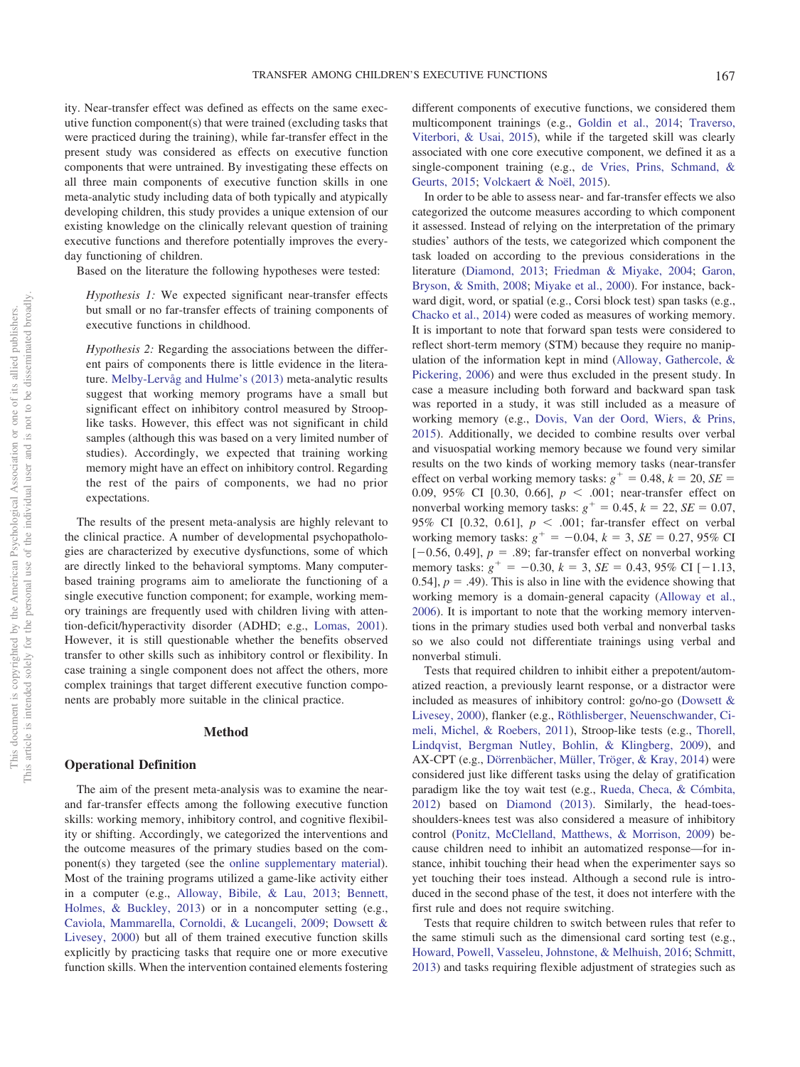ity. Near-transfer effect was defined as effects on the same executive function component(s) that were trained (excluding tasks that were practiced during the training), while far-transfer effect in the present study was considered as effects on executive function components that were untrained. By investigating these effects on all three main components of executive function skills in one meta-analytic study including data of both typically and atypically developing children, this study provides a unique extension of our existing knowledge on the clinically relevant question of training executive functions and therefore potentially improves the everyday functioning of children.

Based on the literature the following hypotheses were tested:

> *Hypothesis 1:* We expected significant near-transfer effects but small or no far-transfer effects of training components of executive functions in childhood.

> *Hypothesis 2:* Regarding the associations between the different pairs of components there is little evidence in the literature. Melby-Lervåg and Hulme's (2013) meta-analytic results suggest that working memory programs have a small but significant effect on inhibitory control measured by Stroop-like tasks. However, this effect was not significant in child samples (although this was based on a very limited number of studies). Accordingly, we expected that training working memory might have an effect on inhibitory control. Regarding the rest of the pairs of components, we had no prior expectations.

The results of the present meta-analysis are highly relevant to the clinical practice. A number of developmental psychopathologies are characterized by executive dysfunctions, some of which are directly linked to the behavioral symptoms. Many computer-based training programs aim to ameliorate the functioning of a single executive function component; for example, working memory trainings are frequently used with children living with attention-deficit/hyperactivity disorder (ADHD; e.g., Lomas, 2001). However, it is still questionable whether the benefits observed transfer to other skills such as inhibitory control or flexibility. In case training a single component does not affect the others, more complex trainings that target different executive function components are probably more suitable in the clinical practice.

## Method

### Operational Definition

The aim of the present meta-analysis was to examine the near- and far-transfer effects among the following executive function skills: working memory, inhibitory control, and cognitive flexibility or shifting. Accordingly, we categorized the interventions and the outcome measures of the primary studies based on the component(s) they targeted (see the online supplementary material). Most of the training programs utilized a game-like activity either in a computer (e.g., Alloway, Bibile, & Lau, 2013; Bennett, Holmes, & Buckley, 2013) or in a noncomputer setting (e.g., Caviola, Mammarella, Cornoldi, & Lucangeli, 2009; Dowsett & Livesey, 2000) but all of them trained executive function skills explicitly by practicing tasks that require one or more executive function skills. When the intervention contained elements fostering different components of executive functions, we considered them multicomponent trainings (e.g., Goldin et al., 2014; Traverso, Viterbori, & Usai, 2015), while if the targeted skill was clearly associated with one core executive component, we defined it as a single-component training (e.g., de Vries, Prins, Schmand, & Geurts, 2015; Volckaert & Noël, 2015).

In order to be able to assess near- and far-transfer effects we also categorized the outcome measures according to which component it assessed. Instead of relying on the interpretation of the primary studies' authors of the tests, we categorized which component the task loaded on according to the previous considerations in the literature (Diamond, 2013; Friedman & Miyake, 2004; Garon, Bryson, & Smith, 2008; Miyake et al., 2000). For instance, backward digit, word, or spatial (e.g., Corsi block test) span tasks (e.g., Chacko et al., 2014) were coded as measures of working memory. It is important to note that forward span tests were considered to reflect short-term memory (STM) because they require no manipulation of the information kept in mind (Alloway, Gathercole, & Pickering, 2006) and were thus excluded in the present study. In case a measure including both forward and backward span task was reported in a study, it was still included as a measure of working memory (e.g., Dovis, Van der Oord, Wiers, & Prins, 2015). Additionally, we decided to combine results over verbal and visuospatial working memory because we found very similar results on the two kinds of working memory tasks (near-transfer effect on verbal working memory tasks: $g^+ = 0.48$, $k = 20$, $SE = 0.09$, 95% CI [0.30, 0.66], $p < .001$; near-transfer effect on nonverbal working memory tasks: $g^+ = 0.45$, $k = 22$, $SE = 0.07$, 95% CI [0.32, 0.61], $p < .001$; far-transfer effect on verbal working memory tasks: $g^+ = -0.04$, $k = 3$, $SE = 0.27$, 95% CI [−0.56, 0.49], $p = .89$; far-transfer effect on nonverbal working memory tasks: $g^+ = -0.30$, $k = 3$, $SE = 0.43$, 95% CI [−1.13, 0.54], $p = .49$). This is also in line with the evidence showing that working memory is a domain-general capacity (Alloway et al., 2006). It is important to note that the working memory interventions in the primary studies used both verbal and nonverbal tasks so we also could not differentiate trainings using verbal and nonverbal stimuli.

Tests that required children to inhibit either a prepotent/automatized reaction, a previously learnt response, or a distractor were included as measures of inhibitory control: go/no-go (Dowsett & Livesey, 2000), flanker (e.g., Röthlisberger, Neuenschwander, Cimeli, Michel, & Roebers, 2011), Stroop-like tests (e.g., Thorell, Lindqvist, Bergman Nutley, Bohlin, & Klingberg, 2009), and AX-CPT (e.g., Dörrenbächer, Müller, Tröger, & Kray, 2014) were considered just like different tasks using the delay of gratification paradigm like the toy wait test (e.g., Rueda, Checa, & Cómbita, 2012) based on Diamond (2013). Similarly, the head-toes-shoulders-knees test was also considered a measure of inhibitory control (Ponitz, McClelland, Matthews, & Morrison, 2009) because children need to inhibit an automatized response—for instance, inhibit touching their head when the experimenter says so yet touching their toes instead. Although a second rule is introduced in the second phase of the test, it does not interfere with the first rule and does not require switching.

Tests that require children to switch between rules that refer to the same stimuli such as the dimensional card sorting test (e.g., Howard, Powell, Vasseleu, Johnstone, & Melhuish, 2016; Schmitt, 2013) and tasks requiring flexible adjustment of strategies such as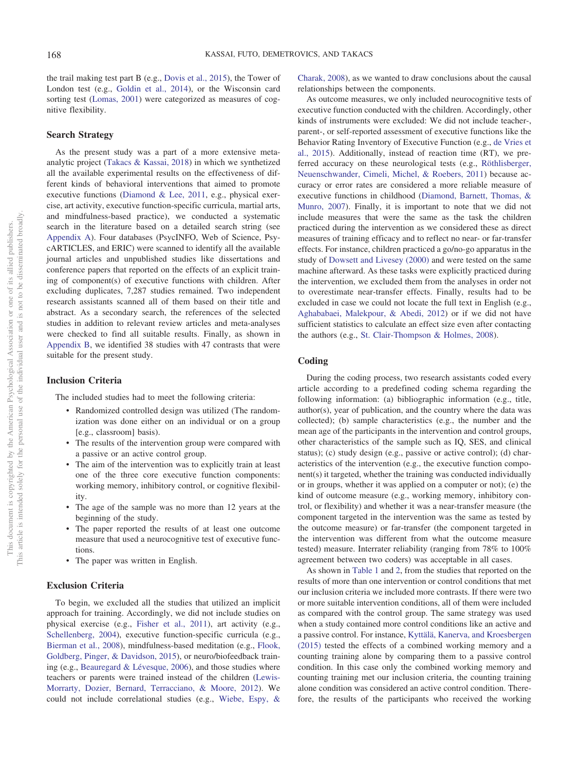the trail making test part B (e.g., Dovis et al., 2015), the Tower of London test (e.g., Goldin et al., 2014), or the Wisconsin card sorting test (Lomas, 2001) were categorized as measures of cognitive flexibility.

### Search Strategy

As the present study was a part of a more extensive meta-analytic project (Takacs & Kassai, 2018) in which we synthetized all the available experimental results on the effectiveness of different kinds of behavioral interventions that aimed to promote executive functions (Diamond & Lee, 2011, e.g., physical exercise, art activity, executive function-specific curricula, martial arts, and mindfulness-based practice), we conducted a systematic search in the literature based on a detailed search string (see Appendix A). Four databases (PsycINFO, Web of Science, PsycARTICLES, and ERIC) were scanned to identify all the available journal articles and unpublished studies like dissertations and conference papers that reported on the effects of an explicit training of component(s) of executive functions with children. After excluding duplicates, 7,287 studies remained. Two independent research assistants scanned all of them based on their title and abstract. As a secondary search, the references of the selected studies in addition to relevant review articles and meta-analyses were checked to find all suitable results. Finally, as shown in Appendix B, we identified 38 studies with 47 contrasts that were suitable for the present study.

### Inclusion Criteria

The included studies had to meet the following criteria:

- Randomized controlled design was utilized (The randomization was done either on an individual or on a group [e.g., classroom] basis).
- The results of the intervention group were compared with a passive or an active control group.
- The aim of the intervention was to explicitly train at least one of the three core executive function components: working memory, inhibitory control, or cognitive flexibility.
- The age of the sample was no more than 12 years at the beginning of the study.
- The paper reported the results of at least one outcome measure that used a neurocognitive test of executive functions.
- The paper was written in English.

### Exclusion Criteria

To begin, we excluded all the studies that utilized an implicit approach for training. Accordingly, we did not include studies on physical exercise (e.g., Fisher et al., 2011), art activity (e.g., Schellenberg, 2004), executive function-specific curricula (e.g., Bierman et al., 2008), mindfulness-based meditation (e.g., Flook, Goldberg, Pinger, & Davidson, 2015), or neuro/biofeedback training (e.g., Beauregard & Lévesque, 2006), and those studies where teachers or parents were trained instead of the children (Lewis-Morrarty, Dozier, Bernard, Terracciano, & Moore, 2012). We could not include correlational studies (e.g., Wiebe, Espy, & Charak, 2008), as we wanted to draw conclusions about the causal relationships between the components.

As outcome measures, we only included neurocognitive tests of executive function conducted with the children. Accordingly, other kinds of instruments were excluded: We did not include teacher-, parent-, or self-reported assessment of executive functions like the Behavior Rating Inventory of Executive Function (e.g., de Vries et al., 2015). Additionally, instead of reaction time (RT), we preferred accuracy on these neurological tests (e.g., Röthlisberger, Neuenschwander, Cimeli, Michel, & Roebers, 2011) because accuracy or error rates are considered a more reliable measure of executive functions in childhood (Diamond, Barnett, Thomas, & Munro, 2007). Finally, it is important to note that we did not include measures that were the same as the task the children practiced during the intervention as we considered these as direct measures of training efficacy and to reflect no near- or far-transfer effects. For instance, children practiced a go/no-go apparatus in the study of Dowsett and Livesey (2000) and were tested on the same machine afterward. As these tasks were explicitly practiced during the intervention, we excluded them from the analyses in order not to overestimate near-transfer effects. Finally, results had to be excluded in case we could not locate the full text in English (e.g., Aghababaei, Malekpour, & Abedi, 2012) or if we did not have sufficient statistics to calculate an effect size even after contacting the authors (e.g., St. Clair-Thompson & Holmes, 2008).

### Coding

During the coding process, two research assistants coded every article according to a predefined coding schema regarding the following information: (a) bibliographic information (e.g., title, author(s), year of publication, and the country where the data was collected); (b) sample characteristics (e.g., the number and the mean age of the participants in the intervention and control groups, other characteristics of the sample such as IQ, SES, and clinical status); (c) study design (e.g., passive or active control); (d) characteristics of the intervention (e.g., the executive function component(s) it targeted, whether the training was conducted individually or in groups, whether it was applied on a computer or not); (e) the kind of outcome measure (e.g., working memory, inhibitory control, or flexibility) and whether it was a near-transfer measure (the component targeted in the intervention was the same as tested by the outcome measure) or far-transfer (the component targeted in the intervention was different from what the outcome measure tested) measure. Interrater reliability (ranging from 78% to 100% agreement between two coders) was acceptable in all cases.

As shown in Table 1 and 2, from the studies that reported on the results of more than one intervention or control conditions that met our inclusion criteria we included more contrasts. If there were two or more suitable intervention conditions, all of them were included as compared with the control group. The same strategy was used when a study contained more control conditions like an active and a passive control. For instance, Kyttälä, Kanerva, and Kroesbergen (2015) tested the effects of a combined working memory and a counting training alone by comparing them to a passive control condition. In this case only the combined working memory and counting training met our inclusion criteria, the counting training alone condition was considered an active control condition. Therefore, the results of the participants who received the working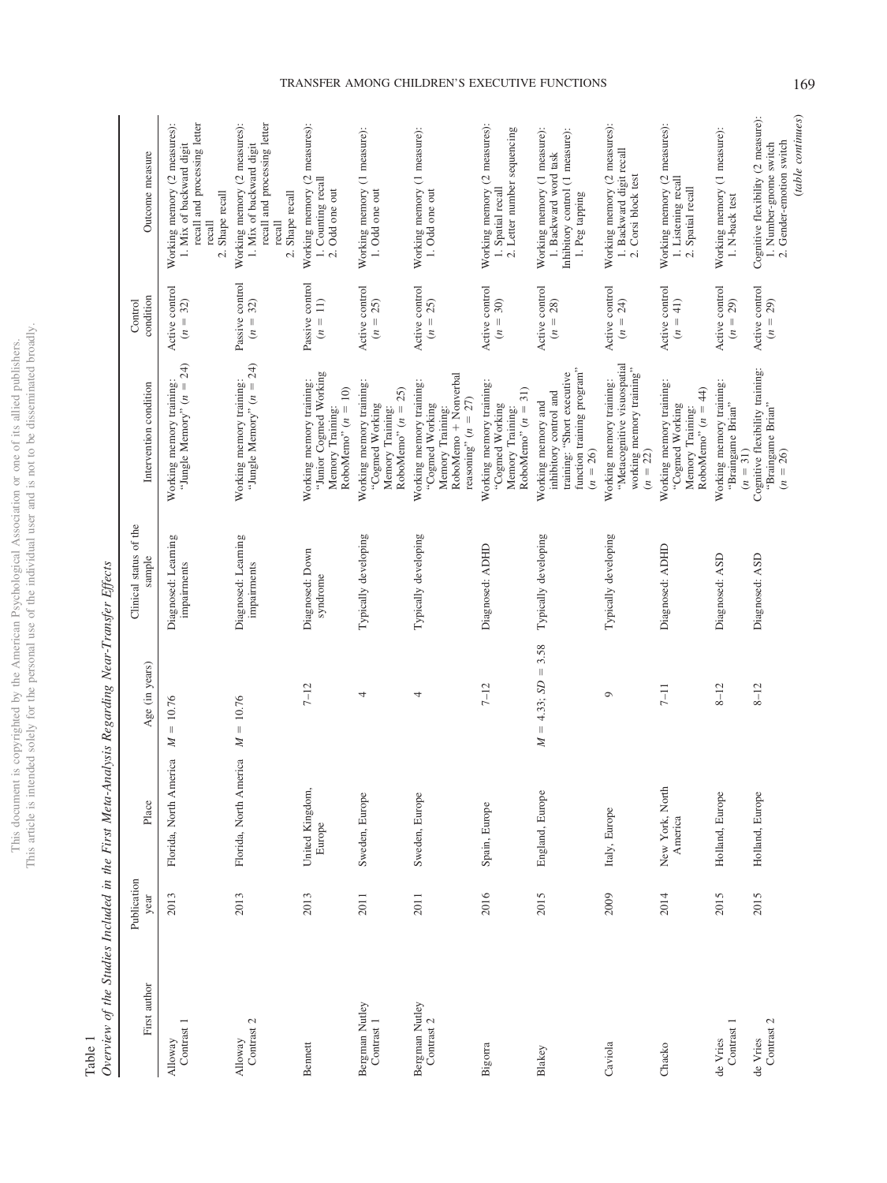Table 1

*Overview of the Studies Included in the First Meta-Analysis Regarding Near-Transfer Effects*

| First author | Publication year | Place | Age (in years) | Clinical status of the sample | Intervention condition | Control condition | Outcome measure |
|---|---|---|---|---|---|---|---|
| Alloway Contrast 1 | 2013 | Florida, North America | $M = 10.76$ | Diagnosed: Learning impairments | Working memory training: "Jungle Memory" ($n = 24$) | Active control ($n = 32$) | Working memory (2 measures): 1. Mix of backward digit recall and processing letter recall 2. Shape recall |
| Alloway Contrast 2 | 2013 | Florida, North America | $M = 10.76$ | Diagnosed: Learning impairments | Working memory training: "Jungle Memory" ($n = 24$) | Passive control ($n = 32$) | Working memory (2 measures): 1. Mix of backward digit recall and processing letter recall 2. Shape recall |
| Bennett | 2013 | United Kingdom, Europe | 7–12 | Diagnosed: Down syndrome | Working memory training: "Junior Cogmed Working Memory Training: RoboMemo" ($n = 10$) | Passive control ($n = 11$) | Working memory (2 measures): 1. Counting recall 2. Odd one out |
| Bergman Nutley Contrast 1 | 2011 | Sweden, Europe | 4 | Typically developing | Working memory training: "Cogmed Working Memory Training: RoboMemo" ($n = 25$) | Active control ($n = 25$) | Working memory (1 measure): 1. Odd one out |
| Bergman Nutley Contrast 2 | 2011 | Sweden, Europe | 4 | Typically developing | Working memory training: "Cogmed Working Memory Training: RoboMemo + Nonverbal reasoning" ($n = 27$) | Active control ($n = 25$) | Working memory (1 measure): 1. Odd one out |
| Bigorra | 2016 | Spain, Europe | 7–12 | Diagnosed: ADHD | Working memory training: "Cogmed Working Memory Training: RoboMemo" ($n = 31$) | Active control ($n = 30$) | Working memory (2 measures): 1. Spatial recall 2. Letter number sequencing |
| Blakey | 2015 | England, Europe | $M = 4.33$; $SD = 3.58$ | Typically developing | Working memory and inhibitory control and training: "Short executive function training program" ($n = 26$) | Active control ($n = 28$) | Working memory (1 measure): 1. Backward word task Inhibitory control (1 measure): 1. Peg tapping |
| Caviola | 2009 | Italy, Europe | 9 | Typically developing | Working memory training: "Metacognitive visuospatial working memory training" ($n = 22$) | Active control ($n = 24$) | Working memory (2 measures): 1. Backward digit recall 2. Corsi block test |
| Chacko | 2014 | New York, North America | 7–11 | Diagnosed: ADHD | Working memory training: "Cogmed Working Memory Training: RoboMemo" ($n = 44$) | Active control ($n = 41$) | Working memory (2 measures): 1. Listening recall 2. Spatial recall |
| de Vries Contrast 1 | 2015 | Holland, Europe | 8–12 | Diagnosed: ASD | Working memory training: "Braingame Brian" ($n = 31$) | Active control ($n = 29$) | Working memory (1 measure): 1. N-back test |
| de Vries Contrast 2 | 2015 | Holland, Europe | 8–12 | Diagnosed: ASD | Cognitive flexibility training: "Braingame Brian" ($n = 26$) | Active control ($n = 29$) | Cognitive flexibility (2 measure): 1. Number-gnome switch 2. Gender-emotion switch |

*(table continues)*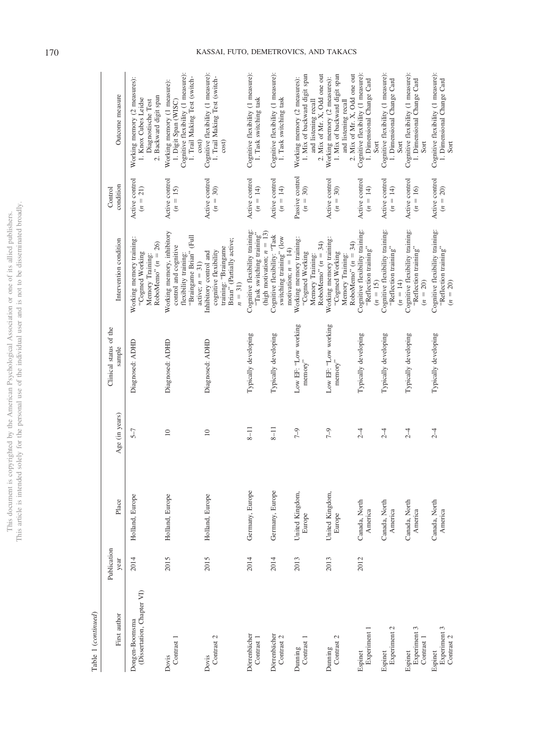Table 1 (*continued*)

| First author | Publication year | Place | Age (in years) | Clinical status of the sample | Intervention condition | Control condition | Outcome measure |
|---|---|---|---|---|---|---|---|
| Dongen-Boomsma (Dissertation, Chapter VI) | 2014 | Holland, Europe | 5–7 | Diagnosed: ADHD | Working memory training: "Cogmed Working Memory Training: RoboMemo" ($n = 26$) | Active control ($n = 21$) | Working memory (2 measures): 1. Knox Cubes Leidse Diagnostische Test 2. Backward digit span |
| Dovis Contrast 1 | 2015 | Holland, Europe | 10 | Diagnosed: ADHD | Working memory, inhibitory control and cognitive flexibility training: "Braingame Brian" (Full active; $n = 31$) | Active control ($n = 15$) | Working memory (1 measure): 1. Digit Span (WISC) Cognitive flexibility (1 measure): 1. Trail Making Test (switch-cost) |
| Dovis Contrast 2 | 2015 | Holland, Europe | 10 | Diagnosed: ADHD | Inhibitory control and cognitive flexibility training: "Braingame Brian" (Partially active; $n = 31$) | Active control ($n = 30$) | Cognitive flexibility (1 measure): 1. Trail Making Test (switch-cost) |
| Dörrenbächer Contrast 1 | 2014 | Germany, Europe | 8–11 | Typically developing | Cognitive flexibility training: "Task switching training" (high motivation; $n = 13$) | Active control ($n = 14$) | Cognitive flexibility (1 measure): 1. Task switching task |
| Dörrenbächer Contrast 2 | 2014 | Germany, Europe | 8–11 | Typically developing | Cognitive flexibility: "Task switching training" (low motivation; $n = 14$) | Active control ($n = 14$) | Cognitive flexibility (1 measure): 1. Task switching task |
| Dunning Contrast 1 | 2013 | United Kingdom, Europe | 7–9 | Low EF: "Low working memory" | Working memory training: "Cogmed Working Memory Training: RoboMemo" ($n = 34$) | Passive control ($n = 30$) | Working memory (2 measures): 1. Mix of backward digit span and listening recall 2. Mix of Mr. X, Odd one out |
| Dunning Contrast 2 | 2013 | United Kingdom, Europe | 7–9 | Low EF: "Low working memory" | Working memory training: "Cogmed Working Memory Training: RoboMemo" ($n = 34$) | Active control ($n = 30$) | Working memory (2 measures): 1. Mix of backward digit span and listening recall 2. Mix of Mr. X, Odd one out |
| Espinet Experiment 1 | 2012 | Canada, North America | 2–4 | Typically developing | Cognitive flexibility training: "Reflection training" ($n = 15$) | Active control ($n = 14$) | Cognitive flexibility (1 measure): 1. Dimensional Change Card Sort |
| Espinet Experiment 2 | | Canada, North America | 2–4 | Typically developing | Cognitive flexibility training: "Reflection training" ($n = 14$) | Active control ($n = 14$) | Cognitive flexibility (1 measure): 1. Dimensional Change Card Sort |
| Espinet Experiment 3 Contrast 1 | | Canada, North America | 2–4 | Typically developing | Cognitive flexibility training: "Reflection training" ($n = 20$) | Active control ($n = 16$) | Cognitive flexibility (1 measure): 1. Dimensional Change Card Sort |
| Espinet Experiment 3 Contrast 2 | | Canada, North America | 2–4 | Typically developing | Cognitive flexibility training: "Reflection training" ($n = 20$) | Active control ($n = 20$) | Cognitive flexibility (1 measure): 1. Dimensional Change Card Sort |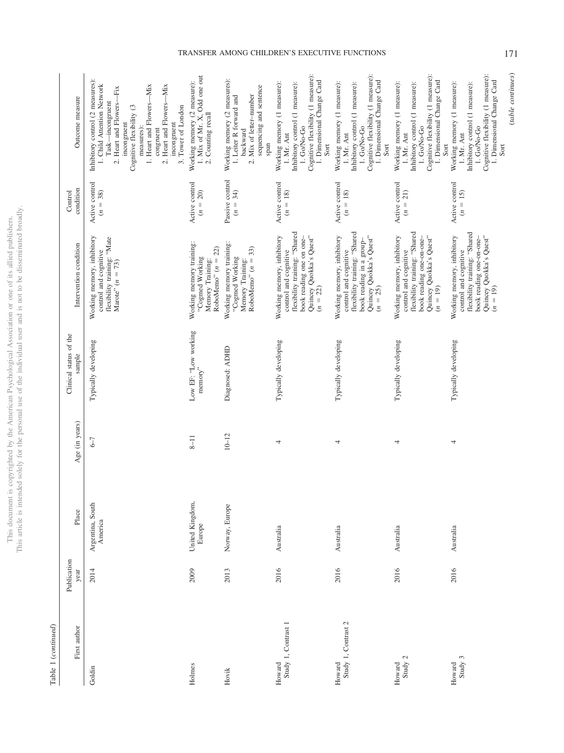Table 1 (*continued*)

| First author | Publication year | Place | Age (in years) | Clinical status of the sample | Intervention condition | Control condition | Outcome measure |
|---|---|---|---|---|---|---|---|
| Goldin | 2014 | Argentina, South America | 6–7 | Typically developing | Working memory, inhibitory control and cognitive flexibility training: "Mate Marote" ($n = 73$) | Active control ($n = 38$) | Inhibitory control (2 measures): 1. Child Attention Network Task—incongruent 2. Heart and Flowers—Fix incongruent Cognitive flexibility (3 measures): 1. Heart and Flowers—Mix congruent 2. Heart and Flowers—Mix incongruent 3. Tower of London |
| Holmes | 2009 | United Kingdom, Europe | 8–11 | Low EF: "Low working memory" | Working memory training: "Cogmed Working Memory Training: RoboMemo" ($n = 22$) | Active control ($n = 20$) | Working memory (2 measure): 1. Mix of Mr. X, Odd one out 2. Counting recall |
| Hovik | 2013 | Norway, Europe | 10–12 | Diagnosed: ADHD | Working memory training: "Cogmed Working Memory Training: RoboMemo" ($n = 33$) | Passive control ($n = 34$) | Working memory (2 measures): 1. Leiter R forward and backward 2. Mix of letter–number sequencing and sentence span |
| Howard Study 1, Contrast 1 | 2016 | Australia | 4 | Typically developing | Working memory, inhibitory control and cognitive flexibility training: "Shared book reading one on one–Quincey Quokka's Quest" ($n = 22$) | Active control ($n = 18$) | Working memory (1 measure): 1. Mr. Ant Inhibitory control (1 measure): 1. Go/No-Go Cognitive flexibility (1 measure): 1. Dimensional Change Card Sort |
| Howard Study 1, Contrast 2 | 2016 | Australia | 4 | Typically developing | Working memory, inhibitory control and cognitive flexibility training: "Shared book reading in a group–Quincey Quokka's Quest" ($n = 25$) | Active control ($n = 18$) | Working memory (1 measure): 1. Mr. Ant Inhibitory control (1 measure): 1. Go/No-Go Cognitive flexibility (1 measure): 1. Dimensional Change Card Sort |
| Howard Study 2 | 2016 | Australia | 4 | Typically developing | Working memory, inhibitory control and cognitive flexibility training: "Shared book reading one-on-one-Quincey Quokka's Quest" ($n = 19$) | Active control ($n = 21$) | Working memory (1 measure): 1. Mr. Ant Inhibitory control (1 measure): 1. Go/No-Go Cognitive flexibility (1 measure): 1. Dimensional Change Card Sort |
| Howard Study 3 | 2016 | Australia | 4 | Typically developing | Working memory, inhibitory control and cognitive flexibility training: "Shared book reading one-on-one-Quincey Quokka's Quest" ($n = 19$) | Active control ($n = 15$) | Working memory (1 measure): 1. Mr. Ant Inhibitory control (1 measure): 1. Go/No-Go Cognitive flexibility (1 measure): 1. Dimensional Change Card Sort |

(*table continues*)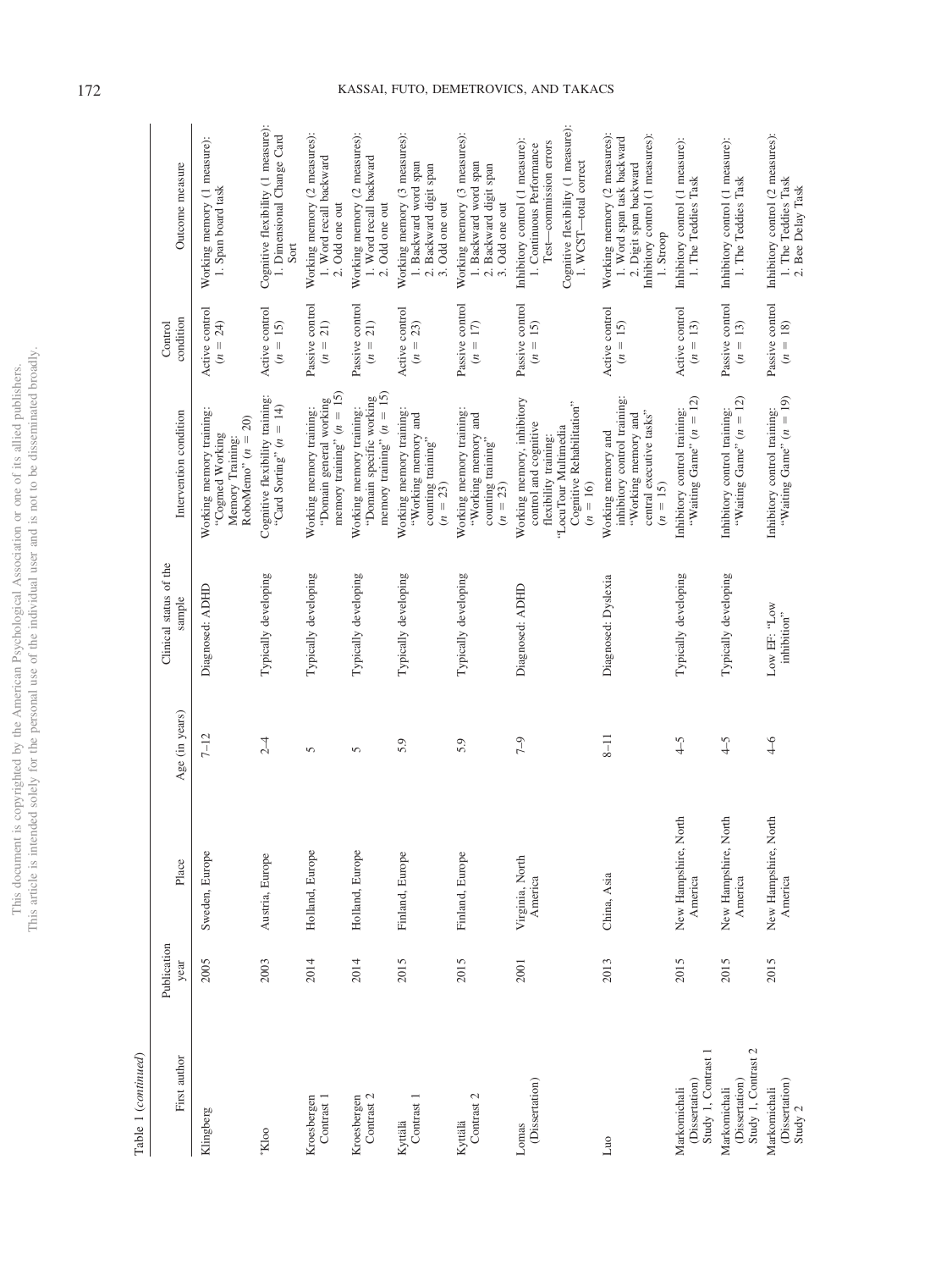Table 1 (*continued*)

| First author | Publication year | Place | Age (in years) | Clinical status of the sample | Intervention condition | Control condition | Outcome measure |
|---|---|---|---|---|---|---|---|
| Klingberg | 2005 | Sweden, Europe | 7–12 | Diagnosed: ADHD | Working memory training: "Cogmed Working Memory Training: RoboMemo" ($n$ = 20) | Active control ($n$ = 24) | Working memory (1 measure): 1. Span board task |
| *Kloo | 2003 | Austria, Europe | 2–4 | Typically developing | Cognitive flexibility training: "Card Sorting" ($n$ = 14) | Active control ($n$ = 15) | Cognitive flexibility (1 measure): 1. Dimensional Change Card Sort |
| Kroesbergen Contrast 1 | 2014 | Holland, Europe | 5 | Typically developing | Working memory training: "Domain general working memory training" ($n$ = 15) | Passive control ($n$ = 21) | Working memory (2 measures): 1. Word recall backward 2. Odd one out |
| Kroesbergen Contrast 2 | 2014 | Holland, Europe | 5 | Typically developing | Working memory training: "Domain specific working memory training" ($n$ = 15) | Passive control ($n$ = 21) | Working memory (2 measures): 1. Word recall backward 2. Odd one out |
| Kyttälä Contrast 1 | 2015 | Finland, Europe | 5.9 | Typically developing | Working memory training: "Working memory and counting training" ($n$ = 23) | Active control ($n$ = 23) | Working memory (3 measures): 1. Backward word span 2. Backward digit span 3. Odd one out |
| Kyttälä Contrast 2 | 2015 | Finland, Europe | 5.9 | Typically developing | Working memory training: "Working memory and counting training" ($n$ = 23) | Passive control ($n$ = 17) | Working memory (3 measures): 1. Backward word span 2. Backward digit span 3. Odd one out |
| Lomas (Dissertation) | 2001 | Virginia, North America | 7–9 | Diagnosed: ADHD | Working memory, inhibitory control and cognitive flexibility training: "LocuTour Multimedia Cognitive Rehabilitation" ($n$ = 16) | Passive control ($n$ = 15) | Inhibitory control (1 measure): 1. Continuous Performance Test—commission errors<br>Cognitive flexibility (1 measure): 1. WCST—total correct |
| Luo | 2013 | China, Asia | 8–11 | Diagnosed: Dyslexia | Working memory and inhibitory control training: "Working memory and central executive tasks" ($n$ = 15) | Active control ($n$ = 15) | Working memory (2 measures): 1. Word span task backward 2. Digit span backward<br>Inhibitory control (1 measures): 1. Stroop |
| Markomichali (Dissertation) Study 1, Contrast 1 | 2015 | New Hampshire, North America | 4–5 | Typically developing | Inhibitory control training: "Waiting Game" ($n$ = 12) | Active control ($n$ = 13) | Inhibitory control (1 measure): 1. The Teddies Task |
| Markomichali (Dissertation) Study 1, Contrast 2 | 2015 | New Hampshire, North America | 4–5 | Typically developing | Inhibitory control training: "Waiting Game" ($n$ = 12) | Passive control ($n$ = 13) | Inhibitory control (1 measure): 1. The Teddies Task |
| Markomichali (Dissertation) Study 2 | 2015 | New Hampshire, North America | 4–6 | Low EF: "Low inhibition" | Inhibitory control training: "Waiting Game" ($n$ = 19) | Passive control ($n$ = 18) | Inhibitory control (2 measures): 1. The Teddies Task 2. Bee Delay Task |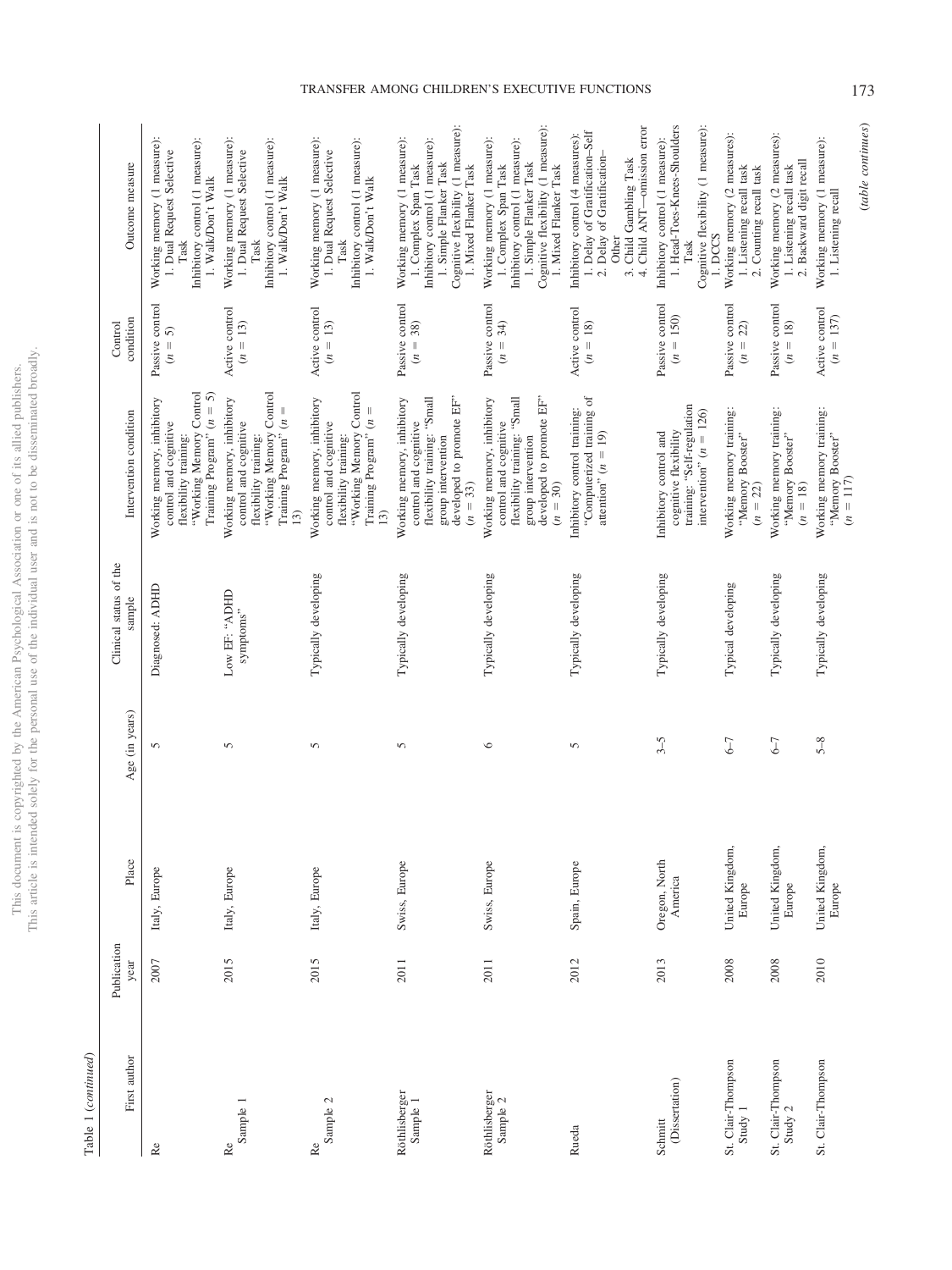Table 1 (*continued*)

| First author | Publication year | Place | Age (in years) | Clinical status of the sample | Intervention condition | Control condition | Outcome measure |
|---|---|---|---|---|---|---|---|
| Re | 2007 | Italy, Europe | 5 | Diagnosed: ADHD | Working memory, inhibitory control and cognitive flexibility training: "Working Memory Control Training Program" (*n* = 5) | Passive control (*n* = 5) | Working memory (1 measure): 1. Dual Request Selective Task<br>Inhibitory control (1 measure): 1. Walk/Don't Walk |
| Re Sample 1 | 2015 | Italy, Europe | 5 | Low EF: "ADHD symptoms" | Working memory, inhibitory control and cognitive flexibility training: "Working Memory Control Training Program" (*n* = 13) | Active control (*n* = 13) | Working memory (1 measure): 1. Dual Request Selective Task<br>Inhibitory control (1 measure): 1. Walk/Don't Walk |
| Re Sample 2 | 2015 | Italy, Europe | 5 | Typically developing | Working memory, inhibitory control and cognitive flexibility training: "Working Memory Control Training Program" (*n* = 13) | Active control (*n* = 13) | Working memory (1 measure): 1. Dual Request Selective Task<br>Inhibitory control (1 measure): 1. Walk/Don't Walk |
| Röthlisberger Sample 1 | 2011 | Swiss, Europe | 5 | Typically developing | Working memory, inhibitory control and cognitive flexibility training: "Small group intervention developed to promote EF" (*n* = 33) | Passive control (*n* = 38) | Working memory (1 measure): 1. Complex Span Task<br>Inhibitory control (1 measure): 1. Simple Flanker Task<br>Cognitive flexibility (1 measure): 1. Mixed Flanker Task |
| Röthlisberger Sample 2 | 2011 | Swiss, Europe | 6 | Typically developing | Working memory, inhibitory control and cognitive flexibility training: "Small group intervention developed to promote EF" (*n* = 30) | Passive control (*n* = 34) | Working memory (1 measure): 1. Complex Span Task<br>Inhibitory control (1 measure): 1. Simple Flanker Task<br>Cognitive flexibility (1 measure): 1. Mixed Flanker Task |
| Rueda | 2012 | Spain, Europe | 5 | Typically developing | Inhibitory control training: "Computerized training of attention" (*n* = 19) | Active control (*n* = 18) | Inhibitory control (4 measures): 1. Delay of Gratification–Self 2. Delay of Gratification–Other 3. Child Gambling Task 4. Child ANT—omission error |
| Schmitt (Dissertation) | 2013 | Oregon, North America | 3–5 | Typically developing | Inhibitory control and cognitive flexibility training: "Self-regulation intervention" (*n* = 126) | Passive control (*n* = 150) | Inhibitory control (1 measure): 1. Head-Toes-Knees-Shoulders Task<br>Cognitive flexibility (1 measure): 1. DCCS |
| St. Clair-Thompson Study 1 | 2008 | United Kingdom, Europe | 6–7 | Typical developing | Working memory training: "Memory Booster" (*n* = 22) | Passive control (*n* = 22) | Working memory (2 measures): 1. Listening recall task 2. Counting recall task |
| St. Clair-Thompson Study 2 | 2008 | United Kingdom, Europe | 6–7 | Typically developing | Working memory training: "Memory Booster" (*n* = 18) | Passive control (*n* = 18) | Working memory (2 measures): 1. Listening recall task 2. Backward digit recall |
| St. Clair-Thompson | 2010 | United Kingdom, Europe | 5–8 | Typically developing | Working memory training: "Memory Booster" (*n* = 117) | Active control (*n* = 137) | Working memory (1 measure): 1. Listening recall |

(*table continues*)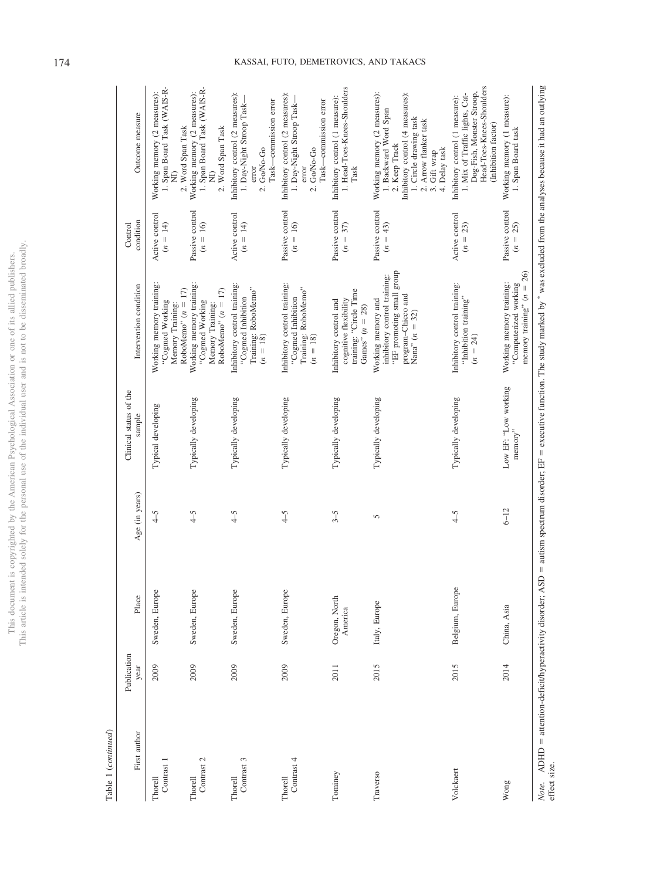Table 1 (*continued*)

| First author | Publication year | Place | Age (in years) | Clinical status of the sample | Intervention condition | Control condition | Outcome measure |
|---|---|---|---|---|---|---|---|
| Thorell Contrast 1 | 2009 | Sweden, Europe | 4–5 | Typical developing | Working memory training: "Cogmed Working Memory Training: RoboMemo" ($n = 17$) | Active control ($n = 14$) | Working memory (2 measures): 1. Span Board Task (WAIS-R-NI) 2. Word Span Task |
| Thorell Contrast 2 | 2009 | Sweden, Europe | 4–5 | Typically developing | Working memory training: "Cogmed Working Memory Training: RoboMemo" ($n = 17$) | Passive control ($n = 16$) | Working memory (2 measures): 1. Span Board Task (WAIS-R-NI) 2. Word Span Task |
| Thorell Contrast 3 | 2009 | Sweden, Europe | 4–5 | Typically developing | Inhibitory control training: "Cogmed Inhibition Training: RoboMemo" ($n = 18$) | Active control ($n = 14$) | Inhibitory control (2 measures): 1. Day-Night Stroop Task—error 2. Go/No-Go Task—commission error |
| Thorell Contrast 4 | 2009 | Sweden, Europe | 4–5 | Typically developing | Inhibitory control training: "Cogmed Inhibition Training: RoboMemo" ($n = 18$) | Passive control ($n = 16$) | Inhibitory control (2 measures): 1. Day-Night Stroop Task—error 2. Go/No-Go Task—commission error |
| Tominey | 2011 | Oregon, North America | 3–5 | Typically developing | Inhibitory control and cognitive flexibility training: "Circle Time Games" ($n = 28$) | Passive control ($n = 37$) | Inhibitory control (1 measure): 1. Head-Toes-Knees-Shoulders Task |
| Traverso | 2015 | Italy, Europe | 5 | Typically developing | Working memory and inhibitory control training: "EF promoting small group program–Chicco and Nana" ($n = 32$) | Passive control ($n = 43$) | Working memory (2 measures): 1. Backward Word Span 2. Keep Track Inhibitory control (4 measures): 1. Circle drawing task 2. Arrow flanker task 3. Gift wrap 4. Delay task |
| Volckaert | 2015 | Belgium, Europe | 4–5 | Typically developing | Inhibitory control training: "Inhibition training" ($n = 24$) | Active control ($n = 23$) | Inhibitory control (1 measure): 1. Mix of Traffic lights, Cat-Dog-Fish, Monster Stroop, Head-Toes-Knees-Shoulders (Inhibition factor) |
| Wong | 2014 | China, Asia | 6–12 | Low EF: "Low working memory" | Working memory training: "Computerized working memory training" ($n = 26$) | Passive control ($n = 25$) | Working memory (1 measure): 1. Span Board task |

*Note.* ADHD = attention-deficit/hyperactivity disorder; ASD = autism spectrum disorder; EF = executive function. The study marked by * was excluded from the analyses because it had an outlying effect size.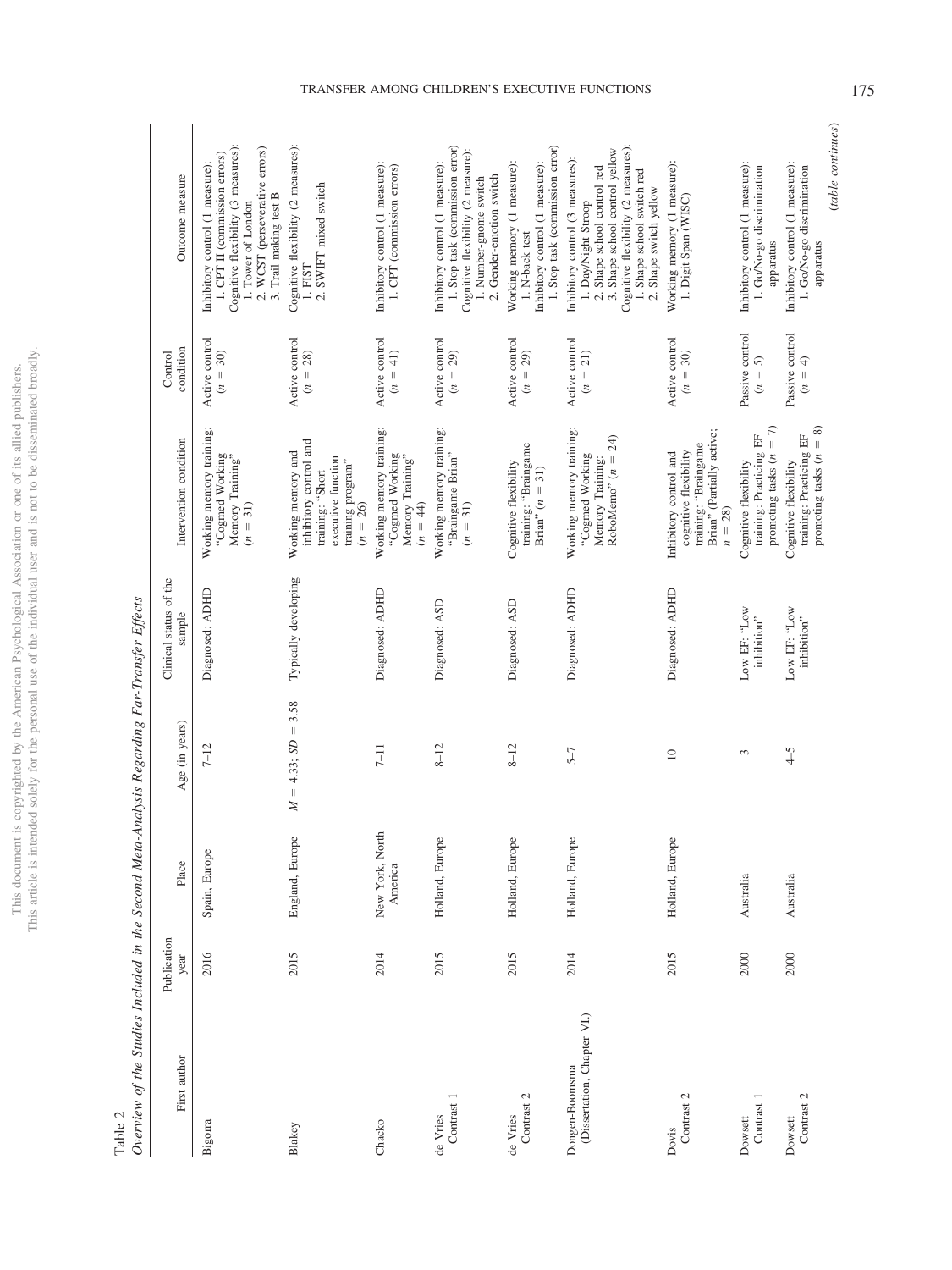Table 2
*Overview of the Studies Included in the Second Meta-Analysis Regarding Far-Transfer Effects*

| First author | Publication year | Place | Age (in years) | Clinical status of the sample | Intervention condition | Control condition | Outcome measure |
|---|---|---|---|---|---|---|---|
| Bigorra | 2016 | Spain, Europe | 7–12 | Diagnosed: ADHD | Working memory training: "Cogmed Working Memory Training" ($n = 31$) | Active control ($n = 30$) | Inhibitory control (1 measure): 1. CPT II (commission errors) Cognitive flexibility (3 measures): 1. Tower of London 2. WCST (perseverative errors) 3. Trail making test B |
| Blakey | 2015 | England, Europe | $M = 4.33$; $SD = 3.58$ | Typically developing | Working memory and inhibitory control and training: "Short executive function training program" ($n = 26$) | Active control ($n = 28$) | Cognitive flexibility (2 measures): 1. FIST 2. SWIFT mixed switch |
| Chacko | 2014 | New York, North America | 7–11 | Diagnosed: ADHD | Working memory training: "Cogmed Working Memory Training" ($n = 44$) | Active control ($n = 41$) | Inhibitory control (1 measure): 1. CPT (commission errors) |
| de Vries Contrast 1 | 2015 | Holland, Europe | 8–12 | Diagnosed: ASD | Working memory training: "Braingame Brian" ($n = 31$) | Active control ($n = 29$) | Inhibitory control (1 measure): 1. Stop task (commission error) Cognitive flexibility (2 measure): 1. Number-gnome switch 2. Gender-emotion switch |
| de Vries Contrast 2 | 2015 | Holland, Europe | 8–12 | Diagnosed: ASD | Cognitive flexibility training: "Braingame Brian" ($n = 31$) | Active control ($n = 29$) | Working memory (1 measure): 1. N-back test Inhibitory control (1 measure): 1. Stop task (commission error) |
| Dongen-Boomsma (Dissertation, Chapter VI.) | 2014 | Holland, Europe | 5–7 | Diagnosed: ADHD | Working memory training: "Cogmed Working Memory Training: RoboMemo" ($n = 24$) | Active control ($n = 21$) | Inhibitory control (3 measures): 1. Day/Night Stroop 2. Shape school control red 3. Shape school control yellow Cognitive flexibility (2 measures): 1. Shape school switch red 2. Shape switch yellow |
| Dovis Contrast 2 | 2015 | Holland, Europe | 10 | Diagnosed: ADHD | Inhibitory control and cognitive flexibility training: "Braingame Brian" (Partially active; $n = 28$) | Active control ($n = 30$) | Working memory (1 measure): 1. Digit Span (WISC) |
| Dowsett Contrast 1 | 2000 | Australia | 3 | Low EF: "Low inhibition" | Cognitive flexibility training: Practicing EF promoting tasks ($n = 7$) | Passive control ($n = 5$) | Inhibitory control (1 measure): 1. Go/No-go discrimination apparatus |
| Dowsett Contrast 2 | 2000 | Australia | 4–5 | Low EF: "Low inhibition" | Cognitive flexibility training: Practicing EF promoting tasks ($n = 8$) | Passive control ($n = 4$) | Inhibitory control (1 measure): 1. Go/No-go discrimination apparatus |

*(table continues)*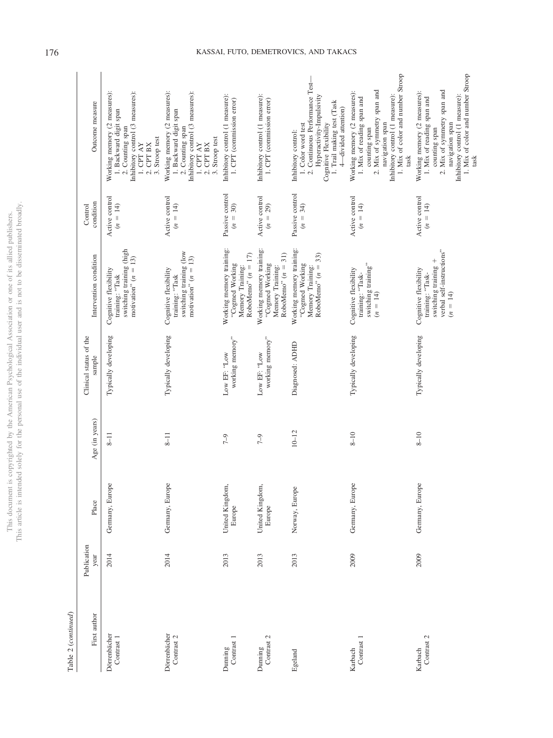Table 2 (*continued*)

| First author | Publication year | Place | Age (in years) | Clinical status of the sample | Intervention condition | Control condition | Outcome measure |
|---|---|---|---|---|---|---|---|
| Dörrenbächer Contrast 1 | 2014 | Germany, Europe | 8–11 | Typically developing | Cognitive flexibility training: "Task switching training (high motivation" ($n = 13$) | Active control ($n = 14$) | Working memory (2 measures): 1. Backward digit span 2. Counting span Inhibitory control (3 measures): 1. CPT AY 2. CPT BX 3. Stroop test |
| Dörrenbächer Contrast 2 | 2014 | Germany, Europe | 8–11 | Typically developing | Cognitive flexibility training: "Task switching training (low motivation" ($n = 13$) | Active control ($n = 14$) | Working memory (2 measures): 1. Backward digit span 2. Counting span Inhibitory control (3 measures): 1. CPT AY 2. CPT BX 3. Stroop test |
| Dunning Contrast 1 | 2013 | United Kingdom, Europe | 7–9 | Low EF: "Low working memory" | Working memory training: "Cogmed Working Memory Training: RoboMemo" ($n = 17$) | Passive control ($n = 30$) | Inhibitory control (1 measure): 1. CPT (commission error) |
| Dunning Contrast 2 | 2013 | United Kingdom, Europe | 7–9 | Low EF: "Low working memory" | Working memory training: "Cogmed Working Memory Training: RoboMemo" ($n = 31$) | Active control ($n = 29$) | Inhibitory control (1 measure): 1. CPT (commission error) |
| Egeland | 2013 | Norway, Europe | 10–12 | Diagnosed: ADHD | Working memory training: "Cogmed Working Memory Training: RoboMemo" ($n = 33$) | Passive control ($n = 34$) | Inhibitory control: 1. Color word test 2. Continuous Performance Test—Hyperactivity-Impulsivity Cognitive Flexibility 1. Trail making test (Task 4—divided attention) |
| Karbach Contrast 1 | 2009 | Germany, Europe | 8–10 | Typically developing | Cognitive flexibility training: "Task-switching training" ($n = 14$) | Active control ($n = 14$) | Working memory (2 measures): 1. Mix of reading span and counting span 2. Mix of symmetry span and navigation span Inhibitory control (1 measure): 1. Mix of color and number Stroop task |
| Karbach Contrast 2 | 2009 | Germany, Europe | 8–10 | Typically developing | Cognitive flexibility training: "Task-switching training + verbal self-instructions" ($n = 14$) | Active control ($n = 14$) | Working memory (2 measures): 1. Mix of reading span and counting span 2. Mix of symmetry span and navigation span Inhibitory control (1 measure): 1. Mix of color and number Stroop task |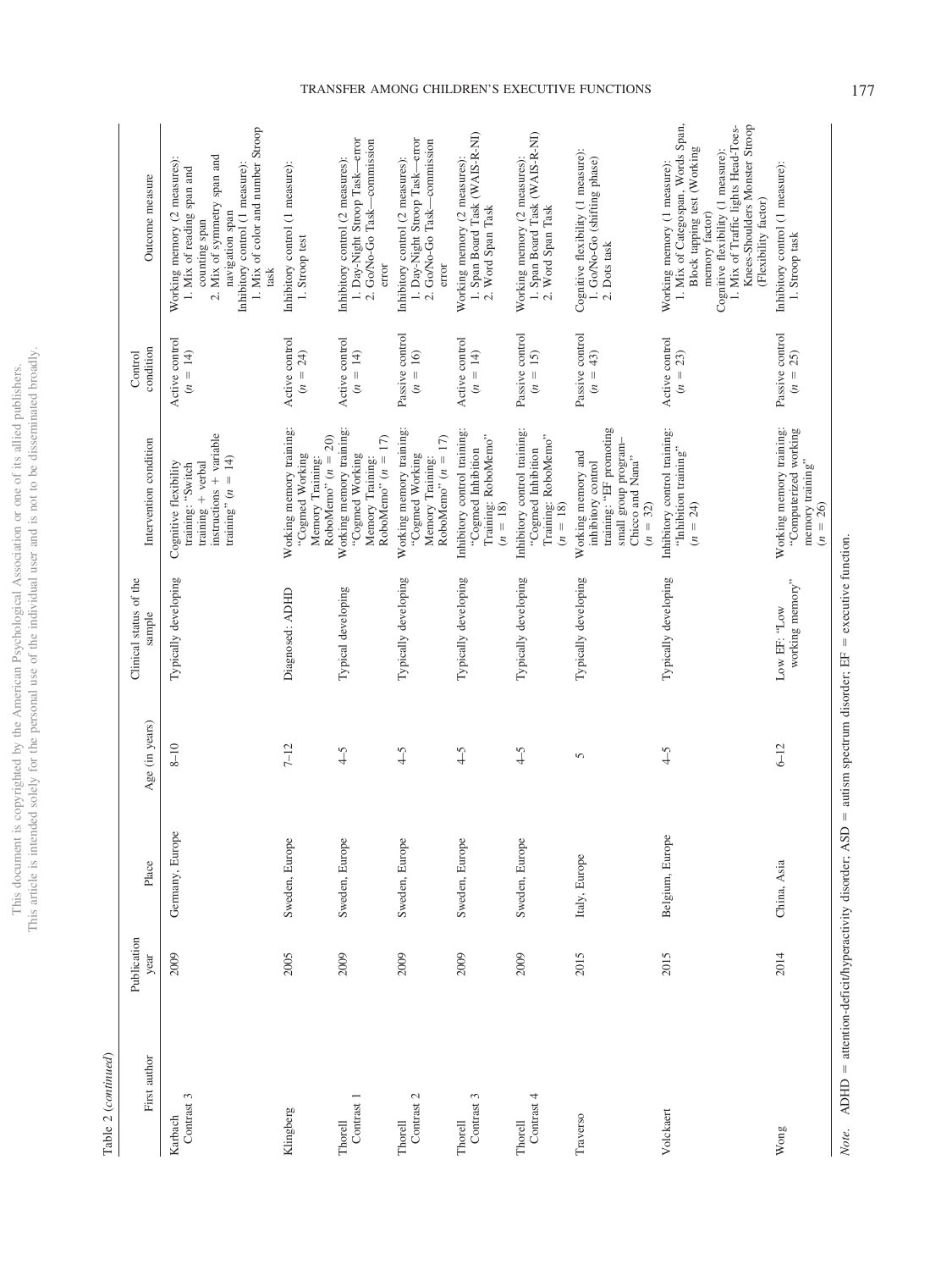Table 2 (*continued*)

| First author | Publication year | Place | Age (in years) | Clinical status of the sample | Intervention condition | Control condition | Outcome measure |
|---|---|---|---|---|---|---|---|
| Karbach Contrast 3 | 2009 | Germany, Europe | 8–10 | Typically developing | Cognitive flexibility training: "Switch training + verbal instructions + variable training" ($n$ = 14) | Active control ($n$ = 14) | Working memory (2 measures): 1. Mix of reading span and counting span 2. Mix of symmetry span and navigation span Inhibitory control (1 measure): 1. Mix of color and number Stroop task |
| Klingberg | 2005 | Sweden, Europe | 7–12 | Diagnosed: ADHD | Working memory training: "Cogmed Working Memory Training: RoboMemo" ($n$ = 20) | Active control ($n$ = 24) | Inhibitory control (1 measure): 1. Stroop test |
| Thorell Contrast 1 | 2009 | Sweden, Europe | 4–5 | Typical developing | Working memory training: "Cogmed Working Memory Training: RoboMemo" ($n$ = 17) | Active control ($n$ = 14) | Inhibitory control (2 measures): 1. Day-Night Stroop Task—error 2. Go/No-Go Task—commission error |
| Thorell Contrast 2 | 2009 | Sweden, Europe | 4–5 | Typically developing | Working memory training: "Cogmed Working Memory Training: RoboMemo" ($n$ = 17) | Passive control ($n$ = 16) | Inhibitory control (2 measures): 1. Day-Night Stroop Task—error 2. Go/No-Go Task—commission error |
| Thorell Contrast 3 | 2009 | Sweden, Europe | 4–5 | Typically developing | Inhibitory control training: "Cogmed Inhibition Training: RoboMemo" ($n$ = 18) | Active control ($n$ = 14) | Working memory (2 measures): 1. Span Board Task (WAIS-R-NI) 2. Word Span Task |
| Thorell Contrast 4 | 2009 | Sweden, Europe | 4–5 | Typically developing | Inhibitory control training: "Cogmed Inhibition Training: RoboMemo" ($n$ = 18) | Passive control ($n$ = 15) | Working memory (2 measures): 1. Span Board Task (WAIS-R-NI) 2. Word Span Task |
| Traverso | 2015 | Italy, Europe | 5 | Typically developing | Working memory and inhibitory control training: "EF promoting small group program–Chicco and Nana" ($n$ = 32) | Passive control ($n$ = 43) | Cognitive flexibility (1 measure): 1. Go/No-Go (shifting phase) 2. Dots task |
| Volckaert | 2015 | Belgium, Europe | 4–5 | Typically developing | Inhibitory control training: "Inhibition training" ($n$ = 24) | Active control ($n$ = 23) | Working memory (1 measure): 1. Mix of Categospan, Words Span, Block tapping test (Working memory factor) Cognitive flexibility (1 measure): 1. Mix of Traffic lights Head-Toes-Knees-Shoulders Monster Stroop (Flexibility factor) |
| Wong | 2014 | China, Asia | 6–12 | Low EF: "Low working memory" | Working memory training: "Computerized working memory training" ($n$ = 26) | Passive control ($n$ = 25) | Inhibitory control (1 measure): 1. Stroop task |

*Note.* ADHD = attention-deficit/hyperactivity disorder; ASD = autism spectrum disorder; EF = executive function.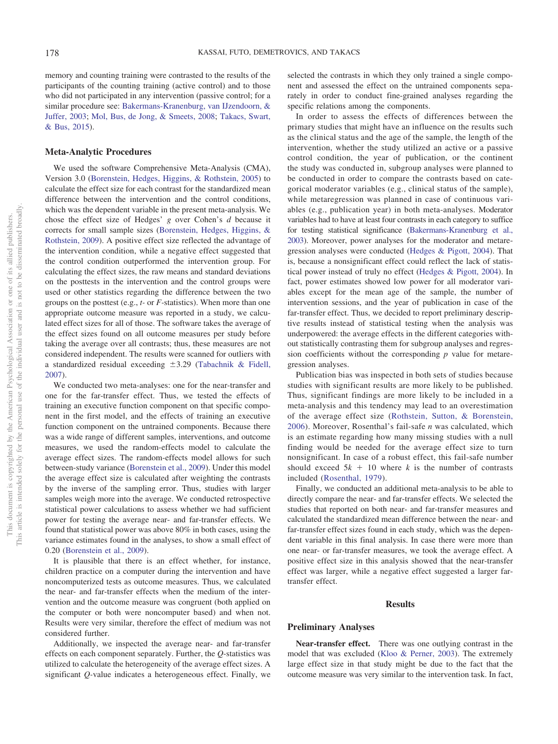memory and counting training were contrasted to the results of the participants of the counting training (active control) and to those who did not participated in any intervention (passive control; for a similar procedure see: Bakermans-Kranenburg, van IJzendoorn, & Juffer, 2003; Mol, Bus, de Jong, & Smeets, 2008; Takacs, Swart, & Bus, 2015).

## Meta-Analytic Procedures

We used the software Comprehensive Meta-Analysis (CMA), Version 3.0 (Borenstein, Hedges, Higgins, & Rothstein, 2005) to calculate the effect size for each contrast for the standardized mean difference between the intervention and the control conditions, which was the dependent variable in the present meta-analysis. We chose the effect size of Hedges' $g$ over Cohen's $d$ because it corrects for small sample sizes (Borenstein, Hedges, Higgins, & Rothstein, 2009). A positive effect size reflected the advantage of the intervention condition, while a negative effect suggested that the control condition outperformed the intervention group. For calculating the effect sizes, the raw means and standard deviations on the posttests in the intervention and the control groups were used or other statistics regarding the difference between the two groups on the posttest (e.g., $t$- or $F$-statistics). When more than one appropriate outcome measure was reported in a study, we calculated effect sizes for all of those. The software takes the average of the effect sizes found on all outcome measures per study before taking the average over all contrasts; thus, these measures are not considered independent. The results were scanned for outliers with a standardized residual exceeding $\pm 3.29$ (Tabachnik & Fidell, 2007).

We conducted two meta-analyses: one for the near-transfer and one for the far-transfer effect. Thus, we tested the effects of training an executive function component on that specific component in the first model, and the effects of training an executive function component on the untrained components. Because there was a wide range of different samples, interventions, and outcome measures, we used the random-effects model to calculate the average effect sizes. The random-effects model allows for such between-study variance (Borenstein et al., 2009). Under this model the average effect size is calculated after weighting the contrasts by the inverse of the sampling error. Thus, studies with larger samples weigh more into the average. We conducted retrospective statistical power calculations to assess whether we had sufficient power for testing the average near- and far-transfer effects. We found that statistical power was above 80% in both cases, using the variance estimates found in the analyses, to show a small effect of 0.20 (Borenstein et al., 2009).

It is plausible that there is an effect whether, for instance, children practice on a computer during the intervention and have noncomputerized tests as outcome measures. Thus, we calculated the near- and far-transfer effects when the medium of the intervention and the outcome measure was congruent (both applied on the computer or both were noncomputer based) and when not. Results were very similar, therefore the effect of medium was not considered further.

Additionally, we inspected the average near- and far-transfer effects on each component separately. Further, the $Q$-statistics was utilized to calculate the heterogeneity of the average effect sizes. A significant $Q$-value indicates a heterogeneous effect. Finally, we selected the contrasts in which they only trained a single component and assessed the effect on the untrained components separately in order to conduct fine-grained analyses regarding the specific relations among the components.

In order to assess the effects of differences between the primary studies that might have an influence on the results such as the clinical status and the age of the sample, the length of the intervention, whether the study utilized an active or a passive control condition, the year of publication, or the continent the study was conducted in, subgroup analyses were planned to be conducted in order to compare the contrasts based on categorical moderator variables (e.g., clinical status of the sample), while metaregression was planned in case of continuous variables (e.g., publication year) in both meta-analyses. Moderator variables had to have at least four contrasts in each category to suffice for testing statistical significance (Bakermans-Kranenburg et al., 2003). Moreover, power analyses for the moderator and metaregression analyses were conducted (Hedges & Pigott, 2004). That is, because a nonsignificant effect could reflect the lack of statistical power instead of truly no effect (Hedges & Pigott, 2004). In fact, power estimates showed low power for all moderator variables except for the mean age of the sample, the number of intervention sessions, and the year of publication in case of the far-transfer effect. Thus, we decided to report preliminary descriptive results instead of statistical testing when the analysis was underpowered: the average effects in the different categories without statistically contrasting them for subgroup analyses and regression coefficients without the corresponding $p$ value for metaregression analyses.

Publication bias was inspected in both sets of studies because studies with significant results are more likely to be published. Thus, significant findings are more likely to be included in a meta-analysis and this tendency may lead to an overestimation of the average effect size (Rothstein, Sutton, & Borenstein, 2006). Moreover, Rosenthal's fail-safe $n$ was calculated, which is an estimate regarding how many missing studies with a null finding would be needed for the average effect size to turn nonsignificant. In case of a robust effect, this fail-safe number should exceed $5k + 10$ where $k$ is the number of contrasts included (Rosenthal, 1979).

Finally, we conducted an additional meta-analysis to be able to directly compare the near- and far-transfer effects. We selected the studies that reported on both near- and far-transfer measures and calculated the standardized mean difference between the near- and far-transfer effect sizes found in each study, which was the dependent variable in this final analysis. In case there were more than one near- or far-transfer measures, we took the average effect. A positive effect size in this analysis showed that the near-transfer effect was larger, while a negative effect suggested a larger far-transfer effect.

# Results

## Preliminary Analyses

**Near-transfer effect.** There was one outlying contrast in the model that was excluded (Kloo & Perner, 2003). The extremely large effect size in that study might be due to the fact that the outcome measure was very similar to the intervention task. In fact,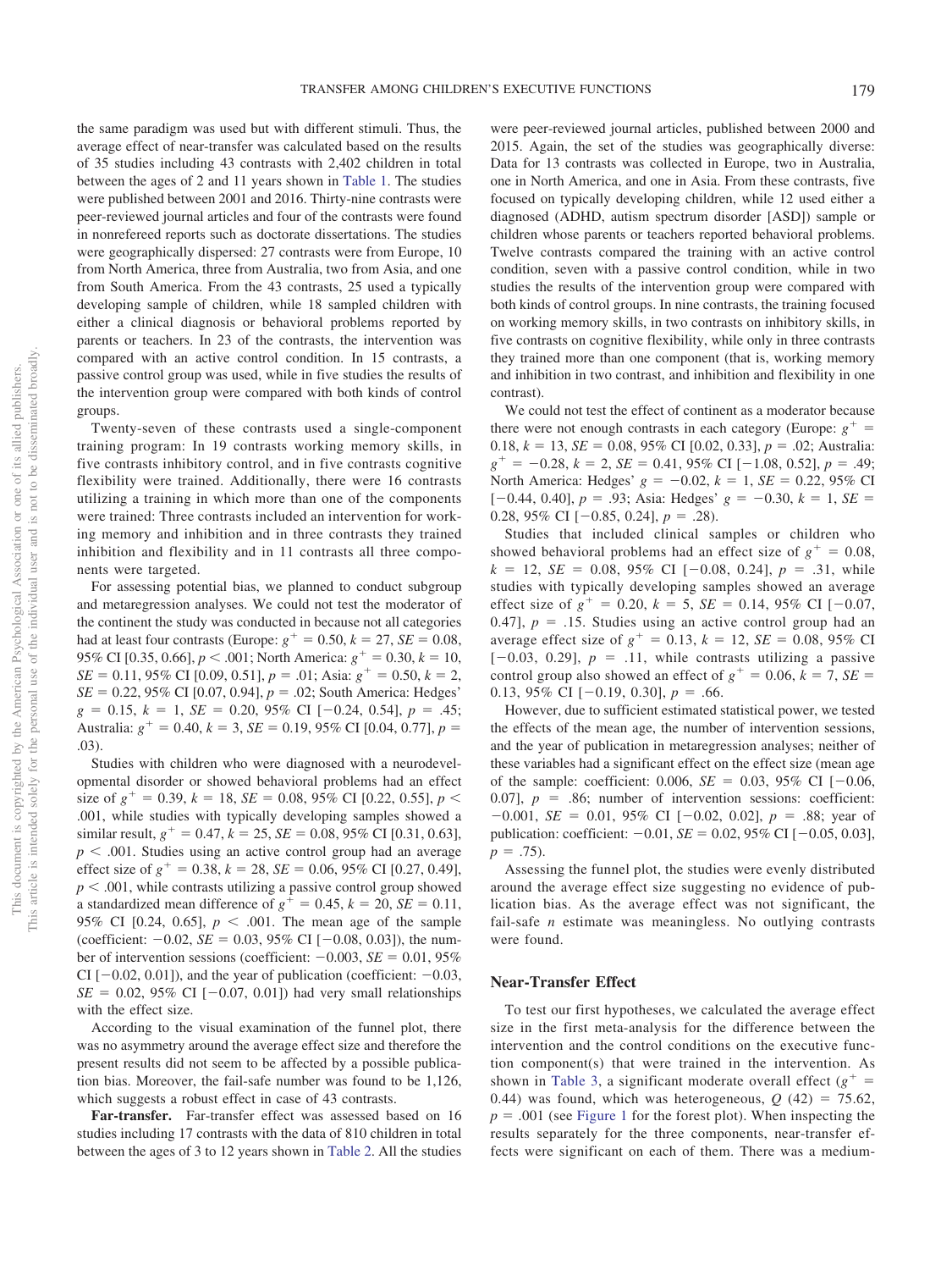the same paradigm was used but with different stimuli. Thus, the average effect of near-transfer was calculated based on the results of 35 studies including 43 contrasts with 2,402 children in total between the ages of 2 and 11 years shown in Table 1. The studies were published between 2001 and 2016. Thirty-nine contrasts were peer-reviewed journal articles and four of the contrasts were found in nonrefereed reports such as doctorate dissertations. The studies were geographically dispersed: 27 contrasts were from Europe, 10 from North America, three from Australia, two from Asia, and one from South America. From the 43 contrasts, 25 used a typically developing sample of children, while 18 sampled children with either a clinical diagnosis or behavioral problems reported by parents or teachers. In 23 of the contrasts, the intervention was compared with an active control condition. In 15 contrasts, a passive control group was used, while in five studies the results of the intervention group were compared with both kinds of control groups.

Twenty-seven of these contrasts used a single-component training program: In 19 contrasts working memory skills, in five contrasts inhibitory control, and in five contrasts cognitive flexibility were trained. Additionally, there were 16 contrasts utilizing a training in which more than one of the components were trained: Three contrasts included an intervention for working memory and inhibition and in three contrasts they trained inhibition and flexibility and in 11 contrasts all three components were targeted.

For assessing potential bias, we planned to conduct subgroup and metaregression analyses. We could not test the moderator of the continent the study was conducted in because not all categories had at least four contrasts (Europe: $g^+ = 0.50$, $k = 27$, $SE = 0.08$, 95% CI [0.35, 0.66], $p < .001$; North America: $g^+ = 0.30$, $k = 10$, $SE = 0.11$, 95% CI [0.09, 0.51], $p = .01$; Asia: $g^+ = 0.50$, $k = 2$, $SE = 0.22$, 95% CI [0.07, 0.94], $p = .02$; South America: Hedges' $g = 0.15$, $k = 1$, $SE = 0.20$, 95% CI [−0.24, 0.54], $p = .45$; Australia: $g^+ = 0.40$, $k = 3$, $SE = 0.19$, 95% CI [0.04, 0.77], $p = .03$).

Studies with children who were diagnosed with a neurodevelopmental disorder or showed behavioral problems had an effect size of $g^+ = 0.39$, $k = 18$, $SE = 0.08$, 95% CI [0.22, 0.55], $p < .001$, while studies with typically developing samples showed a similar result, $g^+ = 0.47$, $k = 25$, $SE = 0.08$, 95% CI [0.31, 0.63], $p < .001$. Studies using an active control group had an average effect size of $g^+ = 0.38$, $k = 28$, $SE = 0.06$, 95% CI [0.27, 0.49], $p < .001$, while contrasts utilizing a passive control group showed a standardized mean difference of $g^+ = 0.45$, $k = 20$, $SE = 0.11$, 95% CI [0.24, 0.65], $p < .001$. The mean age of the sample (coefficient: −0.02, $SE = 0.03$, 95% CI [−0.08, 0.03]), the number of intervention sessions (coefficient: −0.003, $SE = 0.01$, 95% CI [−0.02, 0.01]), and the year of publication (coefficient: −0.03, $SE = 0.02$, 95% CI [−0.07, 0.01]) had very small relationships with the effect size.

According to the visual examination of the funnel plot, there was no asymmetry around the average effect size and therefore the present results did not seem to be affected by a possible publication bias. Moreover, the fail-safe number was found to be 1,126, which suggests a robust effect in case of 43 contrasts.

**Far-transfer.** Far-transfer effect was assessed based on 16 studies including 17 contrasts with the data of 810 children in total between the ages of 3 to 12 years shown in Table 2. All the studies were peer-reviewed journal articles, published between 2000 and 2015. Again, the set of the studies was geographically diverse: Data for 13 contrasts was collected in Europe, two in Australia, one in North America, and one in Asia. From these contrasts, five focused on typically developing children, while 12 used either a diagnosed (ADHD, autism spectrum disorder [ASD]) sample or children whose parents or teachers reported behavioral problems. Twelve contrasts compared the training with an active control condition, seven with a passive control condition, while in two studies the results of the intervention group were compared with both kinds of control groups. In nine contrasts, the training focused on working memory skills, in two contrasts on inhibitory skills, in five contrasts on cognitive flexibility, while only in three contrasts they trained more than one component (that is, working memory and inhibition in two contrast, and inhibition and flexibility in one contrast).

We could not test the effect of continent as a moderator because there were not enough contrasts in each category (Europe: $g^+ = 0.18$, $k = 13$, $SE = 0.08$, 95% CI [0.02, 0.33], $p = .02$; Australia: $g^+ = -0.28$, $k = 2$, $SE = 0.41$, 95% CI [−1.08, 0.52], $p = .49$; North America: Hedges' $g = -0.02$, $k = 1$, $SE = 0.22$, 95% CI [−0.44, 0.40], $p = .93$; Asia: Hedges' $g = -0.30$, $k = 1$, $SE = 0.28$, 95% CI [−0.85, 0.24], $p = .28$).

Studies that included clinical samples or children who showed behavioral problems had an effect size of $g^+ = 0.08$, $k = 12$, $SE = 0.08$, 95% CI [−0.08, 0.24], $p = .31$, while studies with typically developing samples showed an average effect size of $g^+ = 0.20$, $k = 5$, $SE = 0.14$, 95% CI [−0.07, 0.47], $p = .15$. Studies using an active control group had an average effect size of $g^+ = 0.13$, $k = 12$, $SE = 0.08$, 95% CI [−0.03, 0.29], $p = .11$, while contrasts utilizing a passive control group also showed an effect of $g^+ = 0.06$, $k = 7$, $SE = 0.13$, 95% CI [−0.19, 0.30], $p = .66$.

However, due to sufficient estimated statistical power, we tested the effects of the mean age, the number of intervention sessions, and the year of publication in metaregression analyses; neither of these variables had a significant effect on the effect size (mean age of the sample: coefficient: 0.006, $SE = 0.03$, 95% CI [−0.06, 0.07], $p = .86$; number of intervention sessions: coefficient: −0.001, $SE = 0.01$, 95% CI [−0.02, 0.02], $p = .88$; year of publication: coefficient: −0.01, $SE = 0.02$, 95% CI [−0.05, 0.03], $p = .75$).

Assessing the funnel plot, the studies were evenly distributed around the average effect size suggesting no evidence of publication bias. As the average effect was not significant, the fail-safe *n* estimate was meaningless. No outlying contrasts were found.

## Near-Transfer Effect

To test our first hypotheses, we calculated the average effect size in the first meta-analysis for the difference between the intervention and the control conditions on the executive function component(s) that were trained in the intervention. As shown in Table 3, a significant moderate overall effect ($g^+ = 0.44$) was found, which was heterogeneous, $Q\ (42) = 75.62$, $p = .001$ (see Figure 1 for the forest plot). When inspecting the results separately for the three components, near-transfer effects were significant on each of them. There was a medium-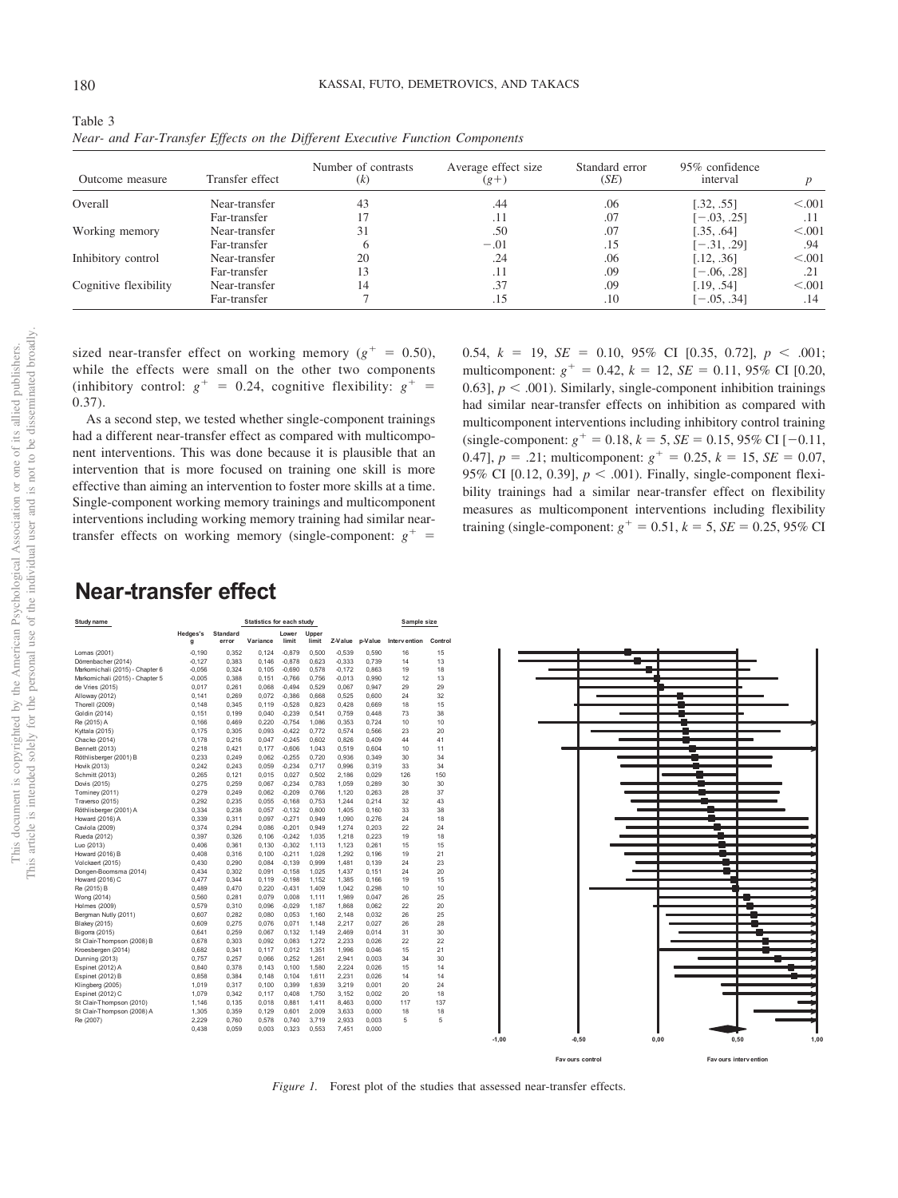Table 3
*Near- and Far-Transfer Effects on the Different Executive Function Components*

| Outcome measure | Transfer effect | Number of contrasts ($k$) | Average effect size ($g+$) | Standard error ($SE$) | 95% confidence interval | $p$ |
|---|---|---|---|---|---|---|
| Overall | Near-transfer | 43 | .44 | .06 | [.32, .55] | <.001 |
| | Far-transfer | 17 | .11 | .07 | [−.03, .25] | .11 |
| Working memory | Near-transfer | 31 | .50 | .07 | [.35, .64] | <.001 |
| | Far-transfer | 6 | −.01 | .15 | [−.31, .29] | .94 |
| Inhibitory control | Near-transfer | 20 | .24 | .06 | [.12, .36] | <.001 |
| | Far-transfer | 13 | .11 | .09 | [−.06, .28] | .21 |
| Cognitive flexibility | Near-transfer | 14 | .37 | .09 | [.19, .54] | <.001 |
| | Far-transfer | 7 | .15 | .10 | [−.05, .34] | .14 |

sized near-transfer effect on working memory ($g^+ = 0.50$), while the effects were small on the other two components (inhibitory control: $g^+ = 0.24$, cognitive flexibility: $g^+ = 0.37$).

As a second step, we tested whether single-component trainings had a different near-transfer effect as compared with multicomponent interventions. This was done because it is plausible that an intervention that is more focused on training one skill is more effective than aiming an intervention to foster more skills at a time. Single-component working memory trainings and multicomponent interventions including working memory training had similar near-transfer effects on working memory (single-component: $g^+ = 0.54$, $k = 19$, $SE = 0.10$, 95% CI [0.35, 0.72], $p < .001$; multicomponent: $g^+ = 0.42$, $k = 12$, $SE = 0.11$, 95% CI [0.20, 0.63], $p < .001$). Similarly, single-component inhibition trainings had similar near-transfer effects on inhibition as compared with multicomponent interventions including inhibitory control training (single-component: $g^+ = 0.18$, $k = 5$, $SE = 0.15$, 95% CI [−0.11, 0.47], $p = .21$; multicomponent: $g^+ = 0.25$, $k = 15$, $SE = 0.07$, 95% CI [0.12, 0.39], $p < .001$). Finally, single-component flexibility trainings had a similar near-transfer effect on flexibility measures as multicomponent interventions including flexibility training (single-component: $g^+ = 0.51$, $k = 5$, $SE = 0.25$, 95% CI

## Near-transfer effect

| Study name | Hedges's g | Standard error | Variance | Lower limit | Upper limit | Z-Value | p-Value | Intervention | Control |
|---|---|---|---|---|---|---|---|---|---|
| Lomas (2001) | -0,190 | 0,352 | 0,124 | -0,879 | 0,500 | -0,539 | 0,590 | 16 | 15 |
| Dörrenbacher (2014) | -0,127 | 0,383 | 0,146 | -0,878 | 0,623 | -0,333 | 0,739 | 14 | 13 |
| Markomichali (2015) - Chapter 6 | -0,056 | 0,324 | 0,105 | -0,690 | 0,578 | -0,172 | 0,863 | 19 | 18 |
| Markomichali (2015) - Chapter 5 | -0,005 | 0,388 | 0,151 | -0,766 | 0,756 | -0,013 | 0,990 | 12 | 13 |
| de Vries (2015) | 0,017 | 0,261 | 0,068 | -0,494 | 0,529 | 0,067 | 0,947 | 29 | 29 |
| Alloway (2012) | 0,141 | 0,269 | 0,072 | -0,386 | 0,668 | 0,525 | 0,600 | 24 | 32 |
| Thorell (2009) | 0,148 | 0,345 | 0,119 | -0,528 | 0,823 | 0,428 | 0,669 | 18 | 15 |
| Goldin (2014) | 0,151 | 0,199 | 0,040 | -0,239 | 0,541 | 0,759 | 0,448 | 73 | 38 |
| Re (2015) A | 0,166 | 0,469 | 0,220 | -0,754 | 1,086 | 0,353 | 0,724 | 10 | 10 |
| Kyttala (2015) | 0,175 | 0,305 | 0,093 | -0,422 | 0,772 | 0,574 | 0,566 | 23 | 20 |
| Chacko (2014) | 0,178 | 0,216 | 0,047 | -0,245 | 0,602 | 0,826 | 0,409 | 44 | 41 |
| Bennett (2013) | 0,218 | 0,421 | 0,177 | -0,606 | 1,043 | 0,519 | 0,604 | 10 | 11 |
| Röthlisberger (2001) B | 0,233 | 0,249 | 0,062 | -0,255 | 0,720 | 0,936 | 0,349 | 30 | 34 |
| Hovik (2013) | 0,242 | 0,243 | 0,059 | -0,234 | 0,717 | 0,996 | 0,319 | 33 | 34 |
| Schmitt (2013) | 0,265 | 0,121 | 0,015 | 0,027 | 0,502 | 2,186 | 0,029 | 126 | 150 |
| Dovis (2015) | 0,275 | 0,259 | 0,067 | -0,234 | 0,783 | 1,059 | 0,289 | 30 | 30 |
| Tominey (2011) | 0,279 | 0,249 | 0,062 | -0,209 | 0,766 | 1,120 | 0,263 | 28 | 37 |
| Traverso (2015) | 0,292 | 0,235 | 0,055 | -0,168 | 0,753 | 1,244 | 0,214 | 32 | 43 |
| Röthlisberger (2001) A | 0,334 | 0,238 | 0,057 | -0,132 | 0,800 | 1,405 | 0,160 | 33 | 38 |
| Howard (2016) A | 0,339 | 0,311 | 0,097 | -0,271 | 0,949 | 1,090 | 0,276 | 24 | 18 |
| Caviola (2009) | 0,374 | 0,294 | 0,086 | -0,201 | 0,949 | 1,274 | 0,203 | 22 | 24 |
| Rueda (2012) | 0,397 | 0,326 | 0,106 | -0,242 | 1,035 | 1,218 | 0,223 | 19 | 18 |
| Luo (2013) | 0,406 | 0,361 | 0,130 | -0,302 | 1,113 | 1,123 | 0,261 | 15 | 15 |
| Howard (2016) B | 0,408 | 0,316 | 0,100 | -0,211 | 1,028 | 1,292 | 0,196 | 19 | 21 |
| Volckaert (2015) | 0,430 | 0,290 | 0,084 | -0,139 | 0,999 | 1,481 | 0,139 | 24 | 23 |
| Dongen-Boomsma (2014) | 0,434 | 0,302 | 0,091 | -0,158 | 1,025 | 1,437 | 0,151 | 24 | 20 |
| Howard (2016) C | 0,477 | 0,344 | 0,119 | -0,198 | 1,152 | 1,385 | 0,166 | 19 | 15 |
| Re (2015) B | 0,489 | 0,470 | 0,220 | -0,431 | 1,409 | 1,042 | 0,298 | 10 | 10 |
| Wong (2014) | 0,560 | 0,281 | 0,079 | 0,008 | 1,111 | 1,989 | 0,047 | 26 | 25 |
| Holmes (2009) | 0,579 | 0,310 | 0,096 | -0,029 | 1,187 | 1,868 | 0,062 | 22 | 20 |
| Bergman Nutly (2011) | 0,607 | 0,282 | 0,080 | 0,053 | 1,160 | 2,148 | 0,032 | 26 | 25 |
| Blakey (2015) | 0,609 | 0,275 | 0,076 | 0,071 | 1,148 | 2,217 | 0,027 | 26 | 28 |
| Bigorra (2015) | 0,641 | 0,259 | 0,067 | 0,132 | 1,149 | 2,469 | 0,014 | 31 | 30 |
| St Clair-Thompson (2008) B | 0,678 | 0,303 | 0,092 | 0,083 | 1,272 | 2,233 | 0,026 | 22 | 22 |
| Kroesbergen (2014) | 0,682 | 0,341 | 0,117 | 0,012 | 1,351 | 1,996 | 0,046 | 15 | 21 |
| Dunning (2013) | 0,757 | 0,257 | 0,066 | 0,252 | 1,261 | 2,941 | 0,003 | 34 | 30 |
| Espinet (2012) A | 0,840 | 0,378 | 0,143 | 0,100 | 1,580 | 2,224 | 0,026 | 15 | 14 |
| Espinet (2012) B | 0,858 | 0,384 | 0,148 | 0,104 | 1,611 | 2,231 | 0,026 | 14 | 14 |
| Klingberg (2005) | 1,019 | 0,317 | 0,100 | 0,399 | 1,639 | 3,219 | 0,001 | 20 | 24 |
| Espinet (2012) C | 1,079 | 0,342 | 0,117 | 0,408 | 1,750 | 3,152 | 0,002 | 20 | 18 |
| St Clair-Thompson (2010) | 1,146 | 0,135 | 0,018 | 0,881 | 1,411 | 8,463 | 0,000 | 117 | 137 |
| St Clair-Thompson (2008) A | 1,305 | 0,359 | 0,129 | 0,601 | 2,009 | 3,633 | 0,000 | 18 | 18 |
| Re (2007) | 2,229 | 0,760 | 0,578 | 0,740 | 3,719 | 2,933 | 0,003 | 5 | 5 |
| | 0,438 | 0,059 | 0,003 | 0,323 | 0,553 | 7,451 | 0,000 | | |

*Figure 1.* Forest plot of the studies that assessed near-transfer effects.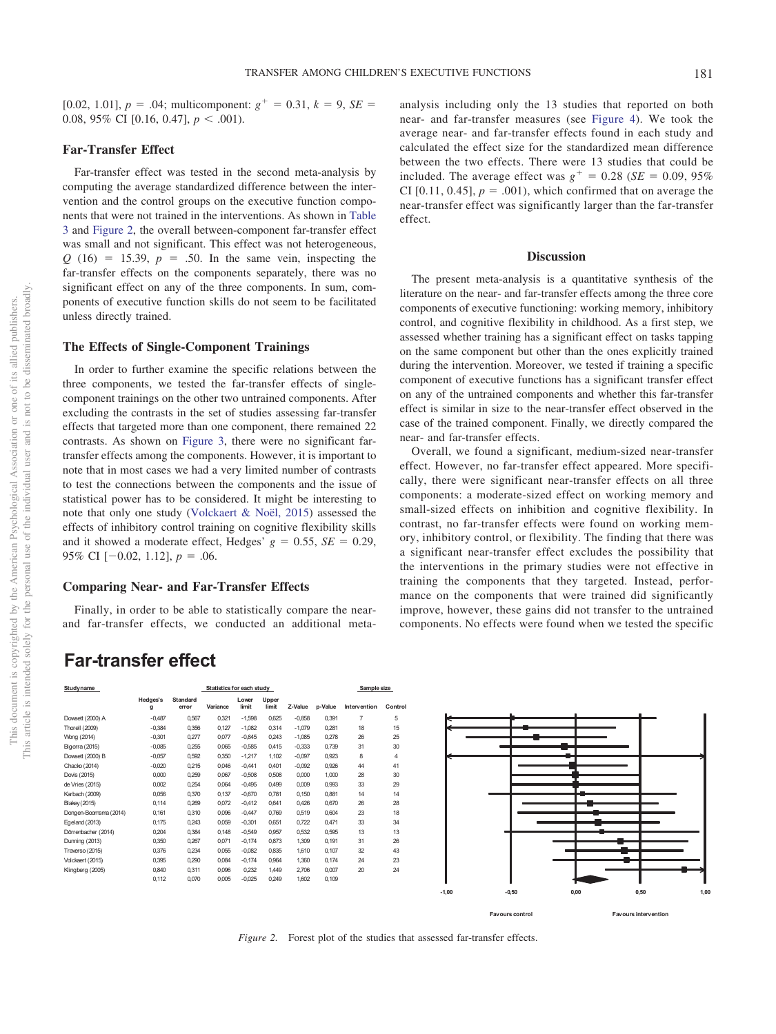[0.02, 1.01], $p = .04$; multicomponent: $g^+ = 0.31$, $k = 9$, $SE = 0.08$, 95% CI [0.16, 0.47], $p < .001$).

### Far-Transfer Effect

Far-transfer effect was tested in the second meta-analysis by computing the average standardized difference between the intervention and the control groups on the executive function components that were not trained in the interventions. As shown in Table 3 and Figure 2, the overall between-component far-transfer effect was small and not significant. This effect was not heterogeneous, $Q$ (16) = 15.39, $p = .50$. In the same vein, inspecting the far-transfer effects on the components separately, there was no significant effect on any of the three components. In sum, components of executive function skills do not seem to be facilitated unless directly trained.

### The Effects of Single-Component Trainings

In order to further examine the specific relations between the three components, we tested the far-transfer effects of single-component trainings on the other two untrained components. After excluding the contrasts in the set of studies assessing far-transfer effects that targeted more than one component, there remained 22 contrasts. As shown on Figure 3, there were no significant far-transfer effects among the components. However, it is important to note that in most cases we had a very limited number of contrasts to test the connections between the components and the issue of statistical power has to be considered. It might be interesting to note that only one study (Volckaert & Noël, 2015) assessed the effects of inhibitory control training on cognitive flexibility skills and it showed a moderate effect, Hedges' $g = 0.55$, $SE = 0.29$, 95% CI [−0.02, 1.12], $p = .06$.

### Comparing Near- and Far-Transfer Effects

Finally, in order to be able to statistically compare the near- and far-transfer effects, we conducted an additional meta-analysis including only the 13 studies that reported on both near- and far-transfer measures (see Figure 4). We took the average near- and far-transfer effects found in each study and calculated the effect size for the standardized mean difference between the two effects. There were 13 studies that could be included. The average effect was $g^+ = 0.28$ ($SE = 0.09$, 95% CI [0.11, 0.45], $p = .001$), which confirmed that on average the near-transfer effect was significantly larger than the far-transfer effect.

## Discussion

The present meta-analysis is a quantitative synthesis of the literature on the near- and far-transfer effects among the three core components of executive functioning: working memory, inhibitory control, and cognitive flexibility in childhood. As a first step, we assessed whether training has a significant effect on tasks tapping on the same component but other than the ones explicitly trained during the intervention. Moreover, we tested if training a specific component of executive functions has a significant transfer effect on any of the untrained components and whether this far-transfer effect is similar in size to the near-transfer effect observed in the case of the trained component. Finally, we directly compared the near- and far-transfer effects.

Overall, we found a significant, medium-sized near-transfer effect. However, no far-transfer effect appeared. More specifically, there were significant near-transfer effects on all three components: a moderate-sized effect on working memory and small-sized effects on inhibition and cognitive flexibility. In contrast, no far-transfer effects were found on working memory, inhibitory control, or flexibility. The finding that there was a significant near-transfer effect excludes the possibility that the interventions in the primary studies were not effective in training the components that they targeted. Instead, performance on the components that were trained did significantly improve, however, these gains did not transfer to the untrained components. No effects were found when we tested the specific

**Far-transfer effect**

| Study name | Hedges's g | Standard error | Variance | Lower limit | Upper limit | Z-Value | p-Value | Intervention | Control |
|---|---|---|---|---|---|---|---|---|---|
| Dowsett (2000) A | -0,487 | 0,567 | 0,321 | -1,598 | 0,625 | -0,858 | 0,391 | 7 | 5 |
| Thorell (2009) | -0,384 | 0,356 | 0,127 | -1,082 | 0,314 | -1,079 | 0,281 | 18 | 15 |
| Wong (2014) | -0,301 | 0,277 | 0,077 | -0,845 | 0,243 | -1,085 | 0,278 | 26 | 25 |
| Bigorra (2015) | -0,085 | 0,255 | 0,065 | -0,585 | 0,415 | -0,333 | 0,739 | 31 | 30 |
| Dowsett (2000) B | -0,057 | 0,592 | 0,350 | -1,217 | 1,102 | -0,097 | 0,923 | 8 | 4 |
| Chacko (2014) | -0,020 | 0,215 | 0,046 | -0,441 | 0,401 | -0,092 | 0,926 | 44 | 41 |
| Dovis (2015) | 0,000 | 0,259 | 0,067 | -0,508 | 0,508 | 0,000 | 1,000 | 28 | 30 |
| de Vries (2015) | 0,002 | 0,254 | 0,064 | -0,495 | 0,499 | 0,009 | 0,993 | 33 | 29 |
| Karbach (2009) | 0,056 | 0,370 | 0,137 | -0,670 | 0,781 | 0,150 | 0,881 | 14 | 14 |
| Blakey (2015) | 0,114 | 0,269 | 0,072 | -0,412 | 0,641 | 0,426 | 0,670 | 26 | 28 |
| Dongen-Boomsma (2014) | 0,161 | 0,310 | 0,096 | -0,447 | 0,769 | 0,519 | 0,604 | 23 | 18 |
| Egeland (2013) | 0,175 | 0,243 | 0,059 | -0,301 | 0,651 | 0,722 | 0,471 | 33 | 34 |
| Dörrenbacher (2014) | 0,204 | 0,384 | 0,148 | -0,549 | 0,957 | 0,532 | 0,595 | 13 | 13 |
| Dunning (2013) | 0,350 | 0,267 | 0,071 | -0,174 | 0,873 | 1,309 | 0,191 | 31 | 26 |
| Traverso (2015) | 0,376 | 0,234 | 0,055 | -0,082 | 0,835 | 1,610 | 0,107 | 32 | 43 |
| Volckaert (2015) | 0,395 | 0,290 | 0,084 | -0,174 | 0,964 | 1,360 | 0,174 | 24 | 23 |
| Klingberg (2005) | 0,840 | 0,311 | 0,096 | 0,232 | 1,449 | 2,706 | 0,007 | 20 | 24 |
| | 0,112 | 0,070 | 0,005 | -0,025 | 0,249 | 1,602 | 0,109 | | |

*Figure 2.* Forest plot of the studies that assessed far-transfer effects.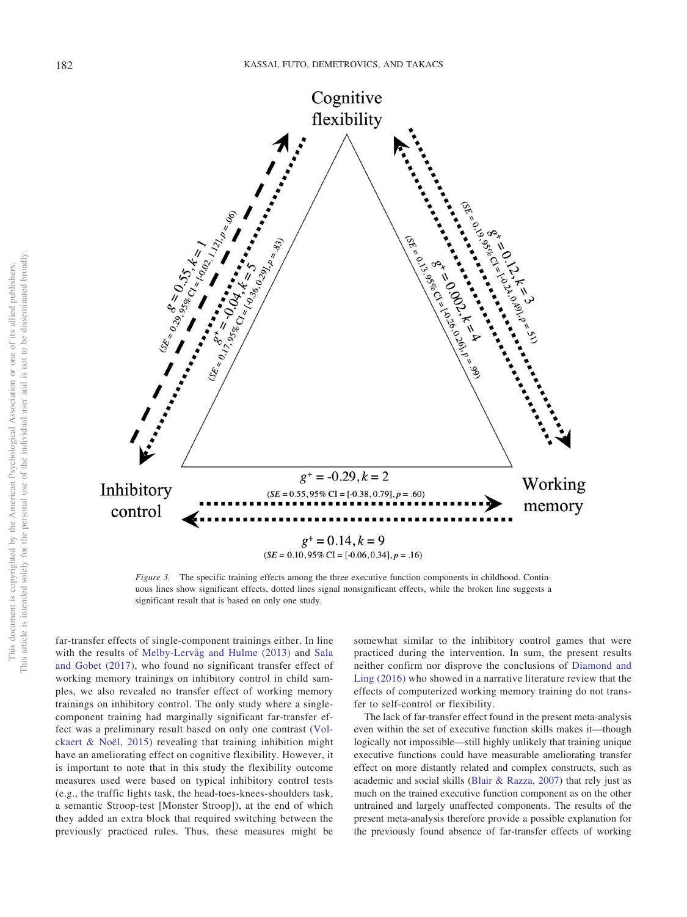Cognitive flexibility

$g = 0.55, k = 1$
($SE = 0.29$, 95% CI = [-0.02, 1.12], $p = .06$)

$g^{+} = -0.04, k = 5$
($SE = 0.17$, 95% CI = [-0.36, 0.29], $p = .83$)

$g^{+} = 0.002, k = 4$
($SE = 0.13$, 95% CI = [-0.26, 0.26], $p = .99$)

$g^{+} = 0.12, k = 3$
($SE = 0.19$, 95% CI = [-0.24, 0.49], $p = .51$)

Inhibitory control

Working memory

$g^{+} = -0.29, k = 2$
($SE = 0.55$, 95% CI = [-0.38, 0.79], $p = .60$)

$g^{+} = 0.14, k = 9$
($SE = 0.10$, 95% CI = [-0.06, 0.34], $p = .16$)

*Figure 3.* The specific training effects among the three executive function components in childhood. Continuous lines show significant effects, dotted lines signal nonsignificant effects, while the broken line suggests a significant result that is based on only one study.

far-transfer effects of single-component trainings either. In line with the results of Melby-Lervåg and Hulme (2013) and Sala and Gobet (2017), who found no significant transfer effect of working memory trainings on inhibitory control in child samples, we also revealed no transfer effect of working memory trainings on inhibitory control. The only study where a single-component training had marginally significant far-transfer effect was a preliminary result based on only one contrast (Volckaert & Noël, 2015) revealing that training inhibition might have an ameliorating effect on cognitive flexibility. However, it is important to note that in this study the flexibility outcome measures used were based on typical inhibitory control tests (e.g., the traffic lights task, the head-toes-knees-shoulders task, a semantic Stroop-test [Monster Stroop]), at the end of which they added an extra block that required switching between the previously practiced rules. Thus, these measures might be somewhat similar to the inhibitory control games that were practiced during the intervention. In sum, the present results neither confirm nor disprove the conclusions of Diamond and Ling (2016) who showed in a narrative literature review that the effects of computerized working memory training do not transfer to self-control or flexibility.

The lack of far-transfer effect found in the present meta-analysis even within the set of executive function skills makes it—though logically not impossible—still highly unlikely that training unique executive functions could have measurable ameliorating transfer effect on more distantly related and complex constructs, such as academic and social skills (Blair & Razza, 2007) that rely just as much on the trained executive function component as on the other untrained and largely unaffected components. The results of the present meta-analysis therefore provide a possible explanation for the previously found absence of far-transfer effects of working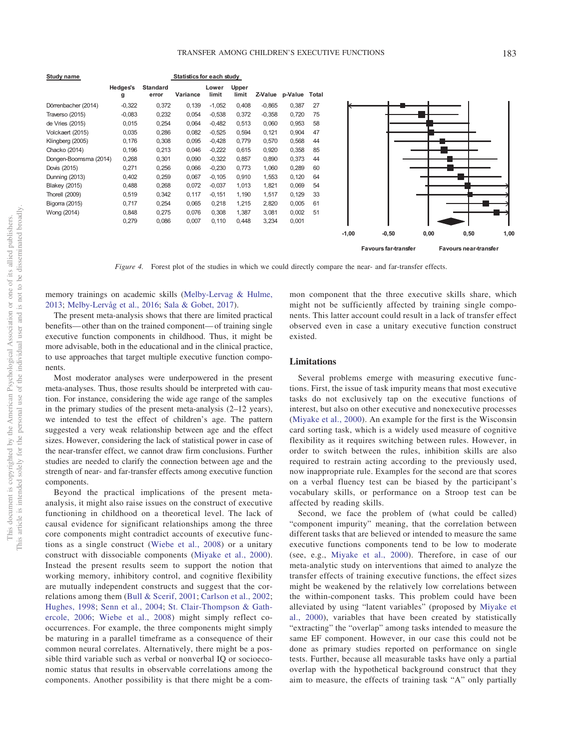| Study name | Hedges's g | Standard error | Variance | Lower limit | Upper limit | Z-Value | p-Value | Total |
|---|---|---|---|---|---|---|---|---|
| Dörrenbacher (2014) | -0,322 | 0,372 | 0,139 | -1,052 | 0,408 | -0,865 | 0,387 | 27 |
| Traverso (2015) | -0,083 | 0,232 | 0,054 | -0,538 | 0,372 | -0,358 | 0,720 | 75 |
| de Vries (2015) | 0,015 | 0,254 | 0,064 | -0,482 | 0,513 | 0,060 | 0,953 | 58 |
| Volckaert (2015) | 0,035 | 0,286 | 0,082 | -0,525 | 0,594 | 0,121 | 0,904 | 47 |
| Klingberg (2005) | 0,176 | 0,308 | 0,095 | -0,428 | 0,779 | 0,570 | 0,568 | 44 |
| Chacko (2014) | 0,196 | 0,213 | 0,046 | -0,222 | 0,615 | 0,920 | 0,358 | 85 |
| Dongen-Boomsma (2014) | 0,268 | 0,301 | 0,090 | -0,322 | 0,857 | 0,890 | 0,373 | 44 |
| Dovis (2015) | 0,271 | 0,256 | 0,066 | -0,230 | 0,773 | 1,060 | 0,289 | 60 |
| Dunning (2013) | 0,402 | 0,259 | 0,067 | -0,105 | 0,910 | 1,553 | 0,120 | 64 |
| Blakey (2015) | 0,488 | 0,268 | 0,072 | -0,037 | 1,013 | 1,821 | 0,069 | 54 |
| Thorell (2009) | 0,519 | 0,342 | 0,117 | -0,151 | 1,190 | 1,517 | 0,129 | 33 |
| Bigorra (2015) | 0,717 | 0,254 | 0,065 | 0,218 | 1,215 | 2,820 | 0,005 | 61 |
| Wong (2014) | 0,848 | 0,275 | 0,076 | 0,308 | 1,387 | 3,081 | 0,002 | 51 |
| | 0,279 | 0,086 | 0,007 | 0,110 | 0,448 | 3,234 | 0,001 | |

Favours far-transfer — Favours near-transfer

*Figure 4.* Forest plot of the studies in which we could directly compare the near- and far-transfer effects.

memory trainings on academic skills (Melby-Lervag & Hulme, 2013; Melby-Lervåg et al., 2016; Sala & Gobet, 2017).

The present meta-analysis shows that there are limited practical benefits—other than on the trained component—of training single executive function components in childhood. Thus, it might be more advisable, both in the educational and in the clinical practice, to use approaches that target multiple executive function components.

Most moderator analyses were underpowered in the present meta-analyses. Thus, those results should be interpreted with caution. For instance, considering the wide age range of the samples in the primary studies of the present meta-analysis (2–12 years), we intended to test the effect of children's age. The pattern suggested a very weak relationship between age and the effect sizes. However, considering the lack of statistical power in case of the near-transfer effect, we cannot draw firm conclusions. Further studies are needed to clarify the connection between age and the strength of near- and far-transfer effects among executive function components.

Beyond the practical implications of the present meta-analysis, it might also raise issues on the construct of executive functioning in childhood on a theoretical level. The lack of causal evidence for significant relationships among the three core components might contradict accounts of executive functions as a single construct (Wiebe et al., 2008) or a unitary construct with dissociable components (Miyake et al., 2000). Instead the present results seem to support the notion that working memory, inhibitory control, and cognitive flexibility are mutually independent constructs and suggest that the correlations among them (Bull & Scerif, 2001; Carlson et al., 2002; Hughes, 1998; Senn et al., 2004; St. Clair-Thompson & Gathercole, 2006; Wiebe et al., 2008) might simply reflect co-occurrences. For example, the three components might simply be maturing in a parallel timeframe as a consequence of their common neural correlates. Alternatively, there might be a possible third variable such as verbal or nonverbal IQ or socioeconomic status that results in observable correlations among the components. Another possibility is that there might be a common component that the three executive skills share, which might not be sufficiently affected by training single components. This latter account could result in a lack of transfer effect observed even in case a unitary executive function construct existed.

## Limitations

Several problems emerge with measuring executive functions. First, the issue of task impurity means that most executive tasks do not exclusively tap on the executive functions of interest, but also on other executive and nonexecutive processes (Miyake et al., 2000). An example for the first is the Wisconsin card sorting task, which is a widely used measure of cognitive flexibility as it requires switching between rules. However, in order to switch between the rules, inhibition skills are also required to restrain acting according to the previously used, now inappropriate rule. Examples for the second are that scores on a verbal fluency test can be biased by the participant's vocabulary skills, or performance on a Stroop test can be affected by reading skills.

Second, we face the problem of (what could be called) "component impurity" meaning, that the correlation between different tasks that are believed or intended to measure the same executive functions components tend to be low to moderate (see, e.g., Miyake et al., 2000). Therefore, in case of our meta-analytic study on interventions that aimed to analyze the transfer effects of training executive functions, the effect sizes might be weakened by the relatively low correlations between the within-component tasks. This problem could have been alleviated by using "latent variables" (proposed by Miyake et al., 2000), variables that have been created by statistically "extracting" the "overlap" among tasks intended to measure the same EF component. However, in our case this could not be done as primary studies reported on performance on single tests. Further, because all measurable tasks have only a partial overlap with the hypothetical background construct that they aim to measure, the effects of training task "A" only partially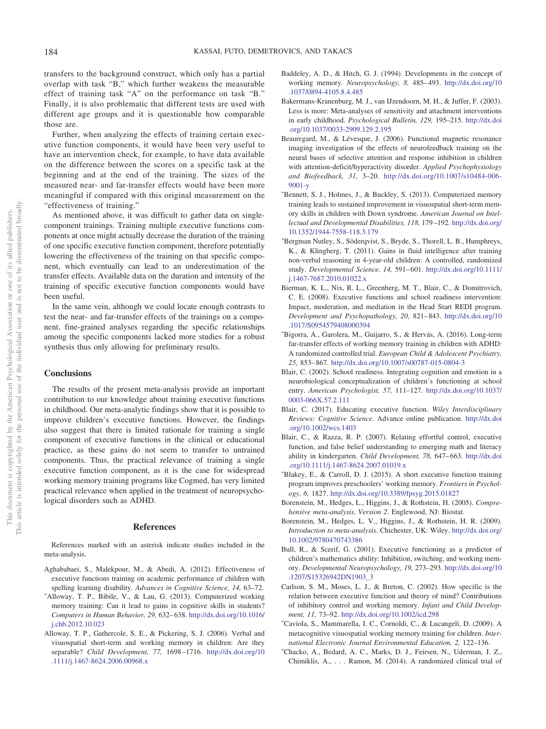transfers to the background construct, which only has a partial overlap with task "B," which further weakens the measurable effect of training task "A" on the performance on task "B." Finally, it is also problematic that different tests are used with different age groups and it is questionable how comparable those are.

Further, when analyzing the effects of training certain executive function components, it would have been very useful to have an intervention check, for example, to have data available on the difference between the scores on a specific task at the beginning and at the end of the training. The sizes of the measured near- and far-transfer effects would have been more meaningful if compared with this original measurement on the "effectiveness of training."

As mentioned above, it was difficult to gather data on single-component trainings. Training multiple executive functions components at once might actually decrease the duration of the training of one specific executive function component, therefore potentially lowering the effectiveness of the training on that specific component, which eventually can lead to an underestimation of the transfer effects. Available data on the duration and intensity of the training of specific executive function components would have been useful.

In the same vein, although we could locate enough contrasts to test the near- and far-transfer effects of the trainings on a component, fine-grained analyses regarding the specific relationships among the specific components lacked more studies for a robust synthesis thus only allowing for preliminary results.

## Conclusions

The results of the present meta-analysis provide an important contribution to our knowledge about training executive functions in childhood. Our meta-analytic findings show that it is possible to improve children's executive functions. However, the findings also suggest that there is limited rationale for training a single component of executive functions in the clinical or educational practice, as these gains do not seem to transfer to untrained components. Thus, the practical relevance of training a single executive function component, as it is the case for widespread working memory training programs like Cogmed, has very limited practical relevance when applied in the treatment of neuropsychological disorders such as ADHD.

## References

References marked with an asterisk indicate studies included in the meta-analysis.

Aghababaei, S., Malekpour, M., & Abedi, A. (2012). Effectiveness of executive functions training on academic performance of children with spelling learning disability. *Advances in Cognitive Science, 14,* 63–72.

*Alloway, T. P., Bibile, V., & Lau, G. (2013). Computerized working memory training: Can it lead to gains in cognitive skills in students? *Computers in Human Behavior, 29,* 632–638. http://dx.doi.org/10.1016/j.chb.2012.10.023

Alloway, T. P., Gathercole, S. E., & Pickering, S. J. (2006). Verbal and visuospatial short-term and working memory in children: Are they separable? *Child Development, 77,* 1698–1716. http://dx.doi.org/10.1111/j.1467-8624.2006.00968.x

Baddeley, A. D., & Hitch, G. J. (1994). Developments in the concept of working memory. *Neuropsychology, 8,* 485–493. http://dx.doi.org/10.1037/0894-4105.8.4.485

Bakermans-Kranenburg, M. J., van IJzendoorn, M. H., & Juffer, F. (2003). Less is more: Meta-analyses of sensitivity and attachment interventions in early childhood. *Psychological Bulletin, 129,* 195–215. http://dx.doi.org/10.1037/0033-2909.129.2.195

Beauregard, M., & Lévesque, J. (2006). Functional magnetic resonance imaging investigation of the effects of neurofeedback training on the neural bases of selective attention and response inhibition in children with attention-deficit/hyperactivity disorder. *Applied Psychophysiology and Biofeedback, 31,* 3–20. http://dx.doi.org/10.1007/s10484-006-9001-y

*Bennett, S. J., Holmes, J., & Buckley, S. (2013). Computerized memory training leads to sustained improvement in visuospatial short-term memory skills in children with Down syndrome. *American Journal on Intellectual and Developmental Disabilities, 118,* 179–192. http://dx.doi.org/10.1352/1944-7558-118.3.179

*Bergman Nutley, S., Söderqvist, S., Bryde, S., Thorell, L. B., Humphreys, K., & Klingberg, T. (2011). Gains in fluid intelligence after training non-verbal reasoning in 4-year-old children: A controlled, randomized study. *Developmental Science, 14,* 591–601. http://dx.doi.org/10.1111/j.1467-7687.2010.01022.x

Bierman, K. L., Nix, R. L., Greenberg, M. T., Blair, C., & Domitrovich, C. E. (2008). Executive functions and school readiness intervention: Impact, moderation, and mediation in the Head Start REDI program. *Development and Psychopathology, 20,* 821–843. http://dx.doi.org/10.1017/S0954579408000394

*Bigorra, A., Garolera, M., Guijarro, S., & Hervás, A. (2016). Long-term far-transfer effects of working memory training in children with ADHD: A randomized controlled trial. *European Child & Adolescent Psychiatry, 25,* 853–867. http://dx.doi.org/10.1007/s00787-015-0804-3

Blair, C. (2002). School readiness. Integrating cognition and emotion in a neurobiological conceptualization of children's functioning at school entry. *American Psychologist, 57,* 111–127. http://dx.doi.org/10.1037/0003-066X.57.2.111

Blair, C. (2017). Educating executive function. *Wiley Interdisciplinary Reviews: Cognitive Science*. Advance online publication. http://dx.doi.org/10.1002/wcs.1403

Blair, C., & Razza, R. P. (2007). Relating effortful control, executive function, and false belief understanding to emerging math and literacy ability in kindergarten. *Child Development, 78,* 647–663. http://dx.doi.org/10.1111/j.1467-8624.2007.01019.x

*Blakey, E., & Carroll, D. J. (2015). A short executive function training program improves preschoolers' working memory. *Frontiers in Psychology, 6,* 1827. http://dx.doi.org/10.3389/fpsyg.2015.01827

Borenstein, M., Hedges, L., Higgins, J., & Rothstein, H. (2005). *Comprehensive meta-analysis, Version 2*. Englewood, NJ: Biostat.

Borenstein, M., Hedges, L. V., Higgins, J., & Rothstein, H. R. (2009). *Introduction to meta-analysis*. Chichester, UK: Wiley. http://dx.doi.org/10.1002/9780470743386

Bull, R., & Scerif, G. (2001). Executive functioning as a predictor of children's mathematics ability: Inhibition, switching, and working memory. *Developmental Neuropsychology, 19,* 273–293. http://dx.doi.org/10.1207/S15326942DN1903_3

Carlson, S. M., Moses, L. J., & Breton, C. (2002). How specific is the relation between executive function and theory of mind? Contributions of inhibitory control and working memory. *Infant and Child Development, 11,* 73–92. http://dx.doi.org/10.1002/icd.298

*Caviola, S., Mammarella, I. C., Cornoldi, C., & Lucangeli, D. (2009). A metacognitive visuospatial working memory training for children. *International Electronic Journal Environmental Education, 2,* 122–136.

*Chacko, A., Bedard, A. C., Marks, D. J., Feirsen, N., Uderman, J. Z., Chimiklis, A., . . . Ramon, M. (2014). A randomized clinical trial of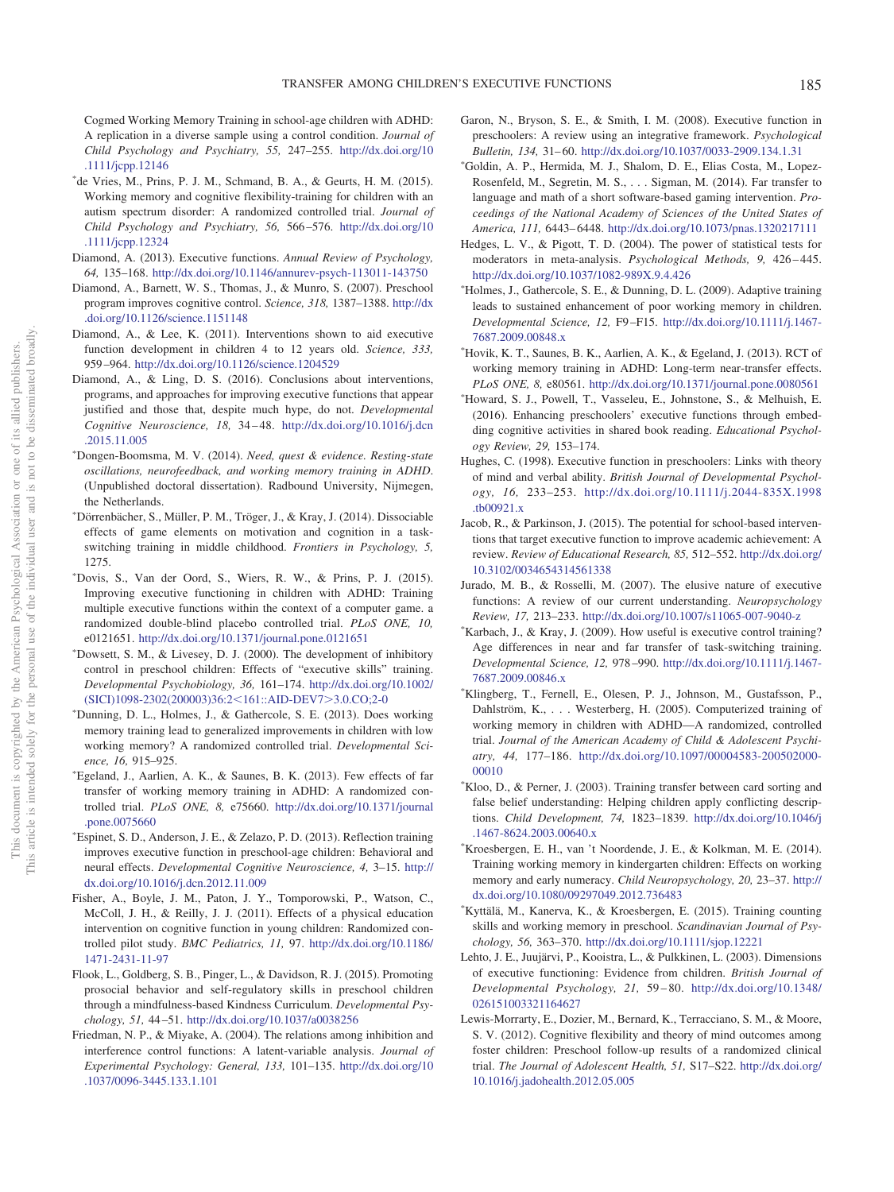Cogmed Working Memory Training in school-age children with ADHD: A replication in a diverse sample using a control condition. *Journal of Child Psychology and Psychiatry, 55,* 247–255. http://dx.doi.org/10.1111/jcpp.12146

*de Vries, M., Prins, P. J. M., Schmand, B. A., & Geurts, H. M. (2015). Working memory and cognitive flexibility-training for children with an autism spectrum disorder: A randomized controlled trial. *Journal of Child Psychology and Psychiatry, 56,* 566–576. http://dx.doi.org/10.1111/jcpp.12324

Diamond, A. (2013). Executive functions. *Annual Review of Psychology, 64,* 135–168. http://dx.doi.org/10.1146/annurev-psych-113011-143750

Diamond, A., Barnett, W. S., Thomas, J., & Munro, S. (2007). Preschool program improves cognitive control. *Science, 318,* 1387–1388. http://dx.doi.org/10.1126/science.1151148

Diamond, A., & Lee, K. (2011). Interventions shown to aid executive function development in children 4 to 12 years old. *Science, 333,* 959–964. http://dx.doi.org/10.1126/science.1204529

Diamond, A., & Ling, D. S. (2016). Conclusions about interventions, programs, and approaches for improving executive functions that appear justified and those that, despite much hype, do not. *Developmental Cognitive Neuroscience, 18,* 34–48. http://dx.doi.org/10.1016/j.dcn.2015.11.005

*Dongen-Boomsma, M. V. (2014). *Need, quest & evidence. Resting-state oscillations, neurofeedback, and working memory training in ADHD.* (Unpublished doctoral dissertation). Radbound University, Nijmegen, the Netherlands.

*Dörrenbächer, S., Müller, P. M., Tröger, J., & Kray, J. (2014). Dissociable effects of game elements on motivation and cognition in a task-switching training in middle childhood. *Frontiers in Psychology, 5,* 1275.

*Dovis, S., Van der Oord, S., Wiers, R. W., & Prins, P. J. (2015). Improving executive functioning in children with ADHD: Training multiple executive functions within the context of a computer game. a randomized double-blind placebo controlled trial. *PLoS ONE, 10,* e0121651. http://dx.doi.org/10.1371/journal.pone.0121651

*Dowsett, S. M., & Livesey, D. J. (2000). The development of inhibitory control in preschool children: Effects of "executive skills" training. *Developmental Psychobiology, 36,* 161–174. http://dx.doi.org/10.1002/(SICI)1098-2302(200003)36:2<161::AID-DEV7>3.0.CO;2-0

*Dunning, D. L., Holmes, J., & Gathercole, S. E. (2013). Does working memory training lead to generalized improvements in children with low working memory? A randomized controlled trial. *Developmental Science, 16,* 915–925.

*Egeland, J., Aarlien, A. K., & Saunes, B. K. (2013). Few effects of far transfer of working memory training in ADHD: A randomized controlled trial. *PLoS ONE, 8,* e75660. http://dx.doi.org/10.1371/journal.pone.0075660

*Espinet, S. D., Anderson, J. E., & Zelazo, P. D. (2013). Reflection training improves executive function in preschool-age children: Behavioral and neural effects. *Developmental Cognitive Neuroscience, 4,* 3–15. http://dx.doi.org/10.1016/j.dcn.2012.11.009

Fisher, A., Boyle, J. M., Paton, J. Y., Tomporowski, P., Watson, C., McColl, J. H., & Reilly, J. J. (2011). Effects of a physical education intervention on cognitive function in young children: Randomized controlled pilot study. *BMC Pediatrics, 11,* 97. http://dx.doi.org/10.1186/1471-2431-11-97

Flook, L., Goldberg, S. B., Pinger, L., & Davidson, R. J. (2015). Promoting prosocial behavior and self-regulatory skills in preschool children through a mindfulness-based Kindness Curriculum. *Developmental Psychology, 51,* 44–51. http://dx.doi.org/10.1037/a0038256

Friedman, N. P., & Miyake, A. (2004). The relations among inhibition and interference control functions: A latent-variable analysis. *Journal of Experimental Psychology: General, 133,* 101–135. http://dx.doi.org/10.1037/0096-3445.133.1.101

Garon, N., Bryson, S. E., & Smith, I. M. (2008). Executive function in preschoolers: A review using an integrative framework. *Psychological Bulletin, 134,* 31–60. http://dx.doi.org/10.1037/0033-2909.134.1.31

*Goldin, A. P., Hermida, M. J., Shalom, D. E., Elias Costa, M., Lopez-Rosenfeld, M., Segretin, M. S., . . . Sigman, M. (2014). Far transfer to language and math of a short software-based gaming intervention. *Proceedings of the National Academy of Sciences of the United States of America, 111,* 6443–6448. http://dx.doi.org/10.1073/pnas.1320217111

Hedges, L. V., & Pigott, T. D. (2004). The power of statistical tests for moderators in meta-analysis. *Psychological Methods, 9,* 426–445. http://dx.doi.org/10.1037/1082-989X.9.4.426

*Holmes, J., Gathercole, S. E., & Dunning, D. L. (2009). Adaptive training leads to sustained enhancement of poor working memory in children. *Developmental Science, 12,* F9–F15. http://dx.doi.org/10.1111/j.1467-7687.2009.00848.x

*Hovik, K. T., Saunes, B. K., Aarlien, A. K., & Egeland, J. (2013). RCT of working memory training in ADHD: Long-term near-transfer effects. *PLoS ONE, 8,* e80561. http://dx.doi.org/10.1371/journal.pone.0080561

*Howard, S. J., Powell, T., Vasseleu, E., Johnstone, S., & Melhuish, E. (2016). Enhancing preschoolers' executive functions through embedding cognitive activities in shared book reading. *Educational Psychology Review, 29,* 153–174.

Hughes, C. (1998). Executive function in preschoolers: Links with theory of mind and verbal ability. *British Journal of Developmental Psychology, 16,* 233–253. http://dx.doi.org/10.1111/j.2044-835X.1998.tb00921.x

Jacob, R., & Parkinson, J. (2015). The potential for school-based interventions that target executive function to improve academic achievement: A review. *Review of Educational Research, 85,* 512–552. http://dx.doi.org/10.3102/0034654314561338

Jurado, M. B., & Rosselli, M. (2007). The elusive nature of executive functions: A review of our current understanding. *Neuropsychology Review, 17,* 213–233. http://dx.doi.org/10.1007/s11065-007-9040-z

*Karbach, J., & Kray, J. (2009). How useful is executive control training? Age differences in near and far transfer of task-switching training. *Developmental Science, 12,* 978–990. http://dx.doi.org/10.1111/j.1467-7687.2009.00846.x

*Klingberg, T., Fernell, E., Olesen, P. J., Johnson, M., Gustafsson, P., Dahlström, K., . . . Westerberg, H. (2005). Computerized training of working memory in children with ADHD—A randomized, controlled trial. *Journal of the American Academy of Child & Adolescent Psychiatry, 44,* 177–186. http://dx.doi.org/10.1097/00004583-200502000-00010

*Kloo, D., & Perner, J. (2003). Training transfer between card sorting and false belief understanding: Helping children apply conflicting descriptions. *Child Development, 74,* 1823–1839. http://dx.doi.org/10.1046/j.1467-8624.2003.00640.x

*Kroesbergen, E. H., van 't Noordende, J. E., & Kolkman, M. E. (2014). Training working memory in kindergarten children: Effects on working memory and early numeracy. *Child Neuropsychology, 20,* 23–37. http://dx.doi.org/10.1080/09297049.2012.736483

*Kyttälä, M., Kanerva, K., & Kroesbergen, E. (2015). Training counting skills and working memory in preschool. *Scandinavian Journal of Psychology, 56,* 363–370. http://dx.doi.org/10.1111/sjop.12221

Lehto, J. E., Juujärvi, P., Kooistra, L., & Pulkkinen, L. (2003). Dimensions of executive functioning: Evidence from children. *British Journal of Developmental Psychology, 21,* 59–80. http://dx.doi.org/10.1348/026151003321164627

Lewis-Morrarty, E., Dozier, M., Bernard, K., Terracciano, S. M., & Moore, S. V. (2012). Cognitive flexibility and theory of mind outcomes among foster children: Preschool follow-up results of a randomized clinical trial. *The Journal of Adolescent Health, 51,* S17–S22. http://dx.doi.org/10.1016/j.jadohealth.2012.05.005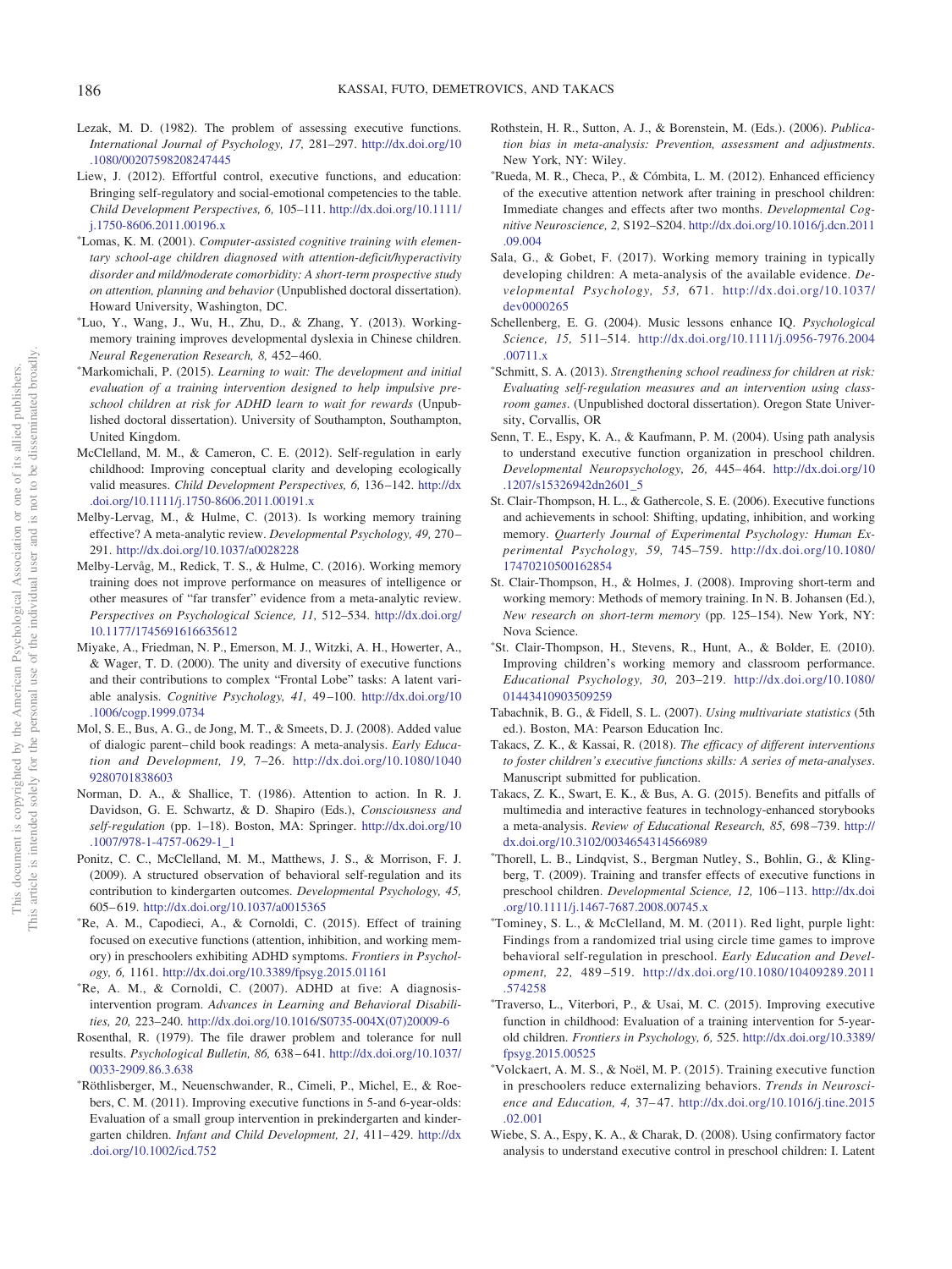Lezak, M. D. (1982). The problem of assessing executive functions. *International Journal of Psychology, 17,* 281–297. http://dx.doi.org/10.1080/00207598208247445

Liew, J. (2012). Effortful control, executive functions, and education: Bringing self-regulatory and social-emotional competencies to the table. *Child Development Perspectives, 6,* 105–111. http://dx.doi.org/10.1111/j.1750-8606.2011.00196.x

*Lomas, K. M. (2001). *Computer-assisted cognitive training with elementary school-age children diagnosed with attention-deficit/hyperactivity disorder and mild/moderate comorbidity: A short-term prospective study on attention, planning and behavior* (Unpublished doctoral dissertation). Howard University, Washington, DC.

*Luo, Y., Wang, J., Wu, H., Zhu, D., & Zhang, Y. (2013). Working-memory training improves developmental dyslexia in Chinese children. *Neural Regeneration Research, 8,* 452–460.

*Markomichali, P. (2015). *Learning to wait: The development and initial evaluation of a training intervention designed to help impulsive preschool children at risk for ADHD learn to wait for rewards* (Unpublished doctoral dissertation). University of Southampton, Southampton, United Kingdom.

McClelland, M. M., & Cameron, C. E. (2012). Self-regulation in early childhood: Improving conceptual clarity and developing ecologically valid measures. *Child Development Perspectives, 6,* 136–142. http://dx.doi.org/10.1111/j.1750-8606.2011.00191.x

Melby-Lervag, M., & Hulme, C. (2013). Is working memory training effective? A meta-analytic review. *Developmental Psychology, 49,* 270–291. http://dx.doi.org/10.1037/a0028228

Melby-Lervåg, M., Redick, T. S., & Hulme, C. (2016). Working memory training does not improve performance on measures of intelligence or other measures of "far transfer" evidence from a meta-analytic review. *Perspectives on Psychological Science, 11,* 512–534. http://dx.doi.org/10.1177/1745691616635612

Miyake, A., Friedman, N. P., Emerson, M. J., Witzki, A. H., Howerter, A., & Wager, T. D. (2000). The unity and diversity of executive functions and their contributions to complex "Frontal Lobe" tasks: A latent variable analysis. *Cognitive Psychology, 41,* 49–100. http://dx.doi.org/10.1006/cogp.1999.0734

Mol, S. E., Bus, A. G., de Jong, M. T., & Smeets, D. J. (2008). Added value of dialogic parent–child book readings: A meta-analysis. *Early Education and Development, 19,* 7–26. http://dx.doi.org/10.1080/10409280701838603

Norman, D. A., & Shallice, T. (1986). Attention to action. In R. J. Davidson, G. E. Schwartz, & D. Shapiro (Eds.), *Consciousness and self-regulation* (pp. 1–18). Boston, MA: Springer. http://dx.doi.org/10.1007/978-1-4757-0629-1_1

Ponitz, C. C., McClelland, M. M., Matthews, J. S., & Morrison, F. J. (2009). A structured observation of behavioral self-regulation and its contribution to kindergarten outcomes. *Developmental Psychology, 45,* 605–619. http://dx.doi.org/10.1037/a0015365

*Re, A. M., Capodieci, A., & Cornoldi, C. (2015). Effect of training focused on executive functions (attention, inhibition, and working memory) in preschoolers exhibiting ADHD symptoms. *Frontiers in Psychology, 6,* 1161. http://dx.doi.org/10.3389/fpsyg.2015.01161

*Re, A. M., & Cornoldi, C. (2007). ADHD at five: A diagnosis-intervention program. *Advances in Learning and Behavioral Disabilities, 20,* 223–240. http://dx.doi.org/10.1016/S0735-004X(07)20009-6

Rosenthal, R. (1979). The file drawer problem and tolerance for null results. *Psychological Bulletin, 86,* 638–641. http://dx.doi.org/10.1037/0033-2909.86.3.638

*Röthlisberger, M., Neuenschwander, R., Cimeli, P., Michel, E., & Roebers, C. M. (2011). Improving executive functions in 5-and 6-year-olds: Evaluation of a small group intervention in prekindergarten and kindergarten children. *Infant and Child Development, 21,* 411–429. http://dx.doi.org/10.1002/icd.752

Rothstein, H. R., Sutton, A. J., & Borenstein, M. (Eds.). (2006). *Publication bias in meta-analysis: Prevention, assessment and adjustments*. New York, NY: Wiley.

*Rueda, M. R., Checa, P., & Cómbita, L. M. (2012). Enhanced efficiency of the executive attention network after training in preschool children: Immediate changes and effects after two months. *Developmental Cognitive Neuroscience, 2,* S192–S204. http://dx.doi.org/10.1016/j.dcn.2011.09.004

Sala, G., & Gobet, F. (2017). Working memory training in typically developing children: A meta-analysis of the available evidence. *Developmental Psychology, 53,* 671. http://dx.doi.org/10.1037/dev0000265

Schellenberg, E. G. (2004). Music lessons enhance IQ. *Psychological Science, 15,* 511–514. http://dx.doi.org/10.1111/j.0956-7976.2004.00711.x

*Schmitt, S. A. (2013). *Strengthening school readiness for children at risk: Evaluating self-regulation measures and an intervention using classroom games*. (Unpublished doctoral dissertation). Oregon State University, Corvallis, OR

Senn, T. E., Espy, K. A., & Kaufmann, P. M. (2004). Using path analysis to understand executive function organization in preschool children. *Developmental Neuropsychology, 26,* 445–464. http://dx.doi.org/10.1207/s15326942dn2601_5

St. Clair-Thompson, H. L., & Gathercole, S. E. (2006). Executive functions and achievements in school: Shifting, updating, inhibition, and working memory. *Quarterly Journal of Experimental Psychology: Human Experimental Psychology, 59,* 745–759. http://dx.doi.org/10.1080/17470210500162854

St. Clair-Thompson, H., & Holmes, J. (2008). Improving short-term and working memory: Methods of memory training. In N. B. Johansen (Ed.), *New research on short-term memory* (pp. 125–154). New York, NY: Nova Science.

*St. Clair-Thompson, H., Stevens, R., Hunt, A., & Bolder, E. (2010). Improving children's working memory and classroom performance. *Educational Psychology, 30,* 203–219. http://dx.doi.org/10.1080/01443410903509259

Tabachnik, B. G., & Fidell, S. L. (2007). *Using multivariate statistics* (5th ed.). Boston, MA: Pearson Education Inc.

Takacs, Z. K., & Kassai, R. (2018). *The efficacy of different interventions to foster children's executive functions skills: A series of meta-analyses*. Manuscript submitted for publication.

Takacs, Z. K., Swart, E. K., & Bus, A. G. (2015). Benefits and pitfalls of multimedia and interactive features in technology-enhanced storybooks a meta-analysis. *Review of Educational Research, 85,* 698–739. http://dx.doi.org/10.3102/0034654314566989

*Thorell, L. B., Lindqvist, S., Bergman Nutley, S., Bohlin, G., & Klingberg, T. (2009). Training and transfer effects of executive functions in preschool children. *Developmental Science, 12,* 106–113. http://dx.doi.org/10.1111/j.1467-7687.2008.00745.x

*Tominey, S. L., & McClelland, M. M. (2011). Red light, purple light: Findings from a randomized trial using circle time games to improve behavioral self-regulation in preschool. *Early Education and Development, 22,* 489–519. http://dx.doi.org/10.1080/10409289.2011.574258

*Traverso, L., Viterbori, P., & Usai, M. C. (2015). Improving executive function in childhood: Evaluation of a training intervention for 5-year-old children. *Frontiers in Psychology, 6,* 525. http://dx.doi.org/10.3389/fpsyg.2015.00525

*Volckaert, A. M. S., & Noël, M. P. (2015). Training executive function in preschoolers reduce externalizing behaviors. *Trends in Neuroscience and Education, 4,* 37–47. http://dx.doi.org/10.1016/j.tine.2015.02.001

Wiebe, S. A., Espy, K. A., & Charak, D. (2008). Using confirmatory factor analysis to understand executive control in preschool children: I. Latent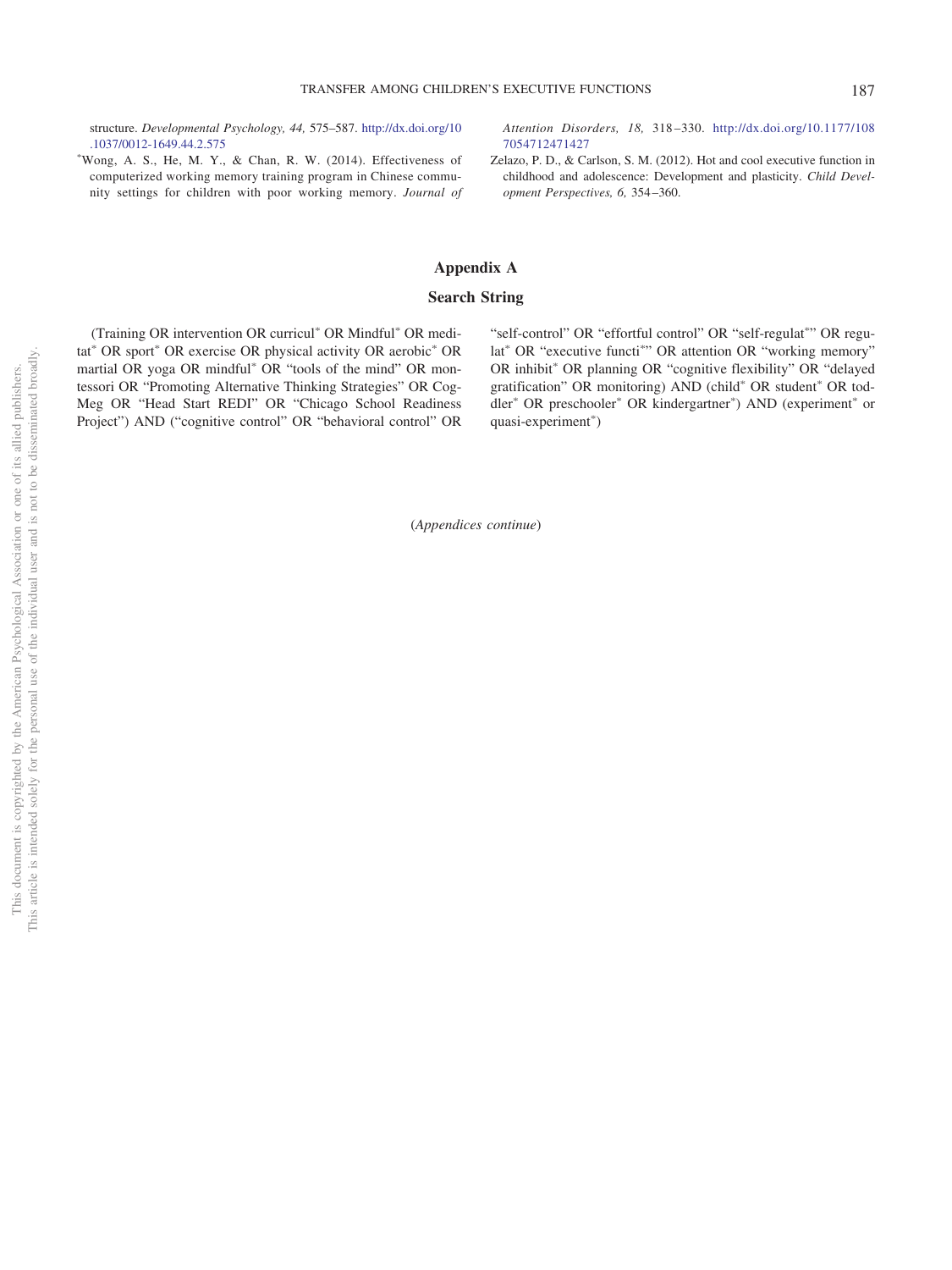structure. *Developmental Psychology, 44,* 575–587. http://dx.doi.org/10.1037/0012-1649.44.2.575

*Wong, A. S., He, M. Y., & Chan, R. W. (2014). Effectiveness of computerized working memory training program in Chinese community settings for children with poor working memory. *Journal of Attention Disorders, 18,* 318–330. http://dx.doi.org/10.1177/1087054712471427

Zelazo, P. D., & Carlson, S. M. (2012). Hot and cool executive function in childhood and adolescence: Development and plasticity. *Child Development Perspectives, 6,* 354–360.

## Appendix A

### Search String

(Training OR intervention OR curricul* OR Mindful* OR meditat* OR sport* OR exercise OR physical activity OR aerobic* OR martial OR yoga OR mindful* OR "tools of the mind" OR montessori OR "Promoting Alternative Thinking Strategies" OR CogMeg OR "Head Start REDI" OR "Chicago School Readiness Project") AND ("cognitive control" OR "behavioral control" OR "self-control" OR "effortful control" OR "self-regulat*" OR regulat* OR "executive functi*" OR attention OR "working memory" OR inhibit* OR planning OR "cognitive flexibility" OR "delayed gratification" OR monitoring) AND (child* OR student* OR toddler* OR preschooler* OR kindergartner*) AND (experiment* or quasi-experiment*)

(*Appendices continue*)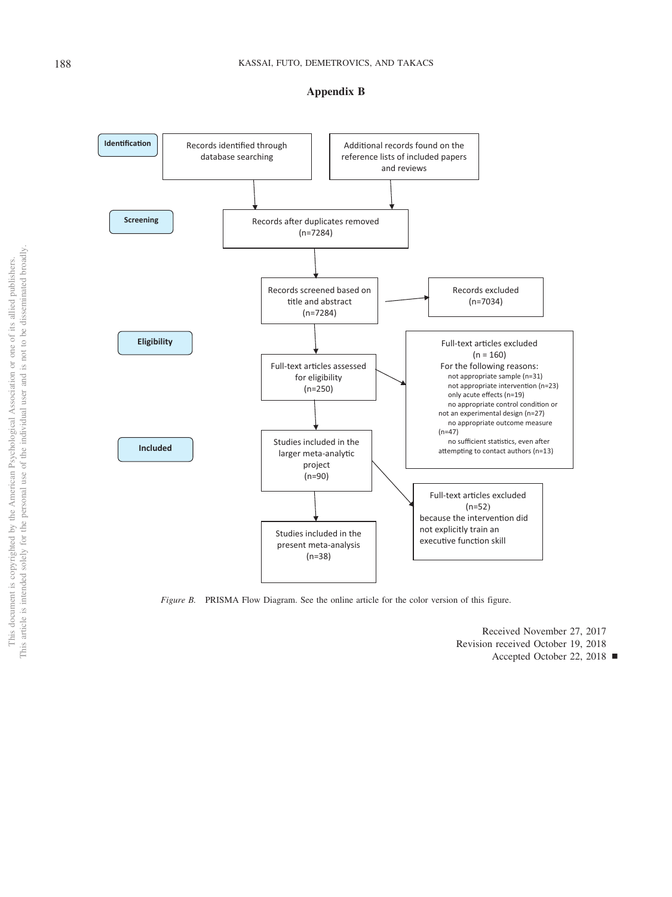## Appendix B

Identification

Records identified through database searching

Additional records found on the reference lists of included papers and reviews

Screening

Records after duplicates removed (n=7284)

Records screened based on title and abstract (n=7284)

Records excluded (n=7034)

Eligibility

Full-text articles assessed for eligibility (n=250)

Full-text articles excluded (n = 160)
For the following reasons:
not appropriate sample (n=31)
not appropriate intervention (n=23)
only acute effects (n=19)
no appropriate control condition or not an experimental design (n=27)
no appropriate outcome measure (n=47)
no sufficient statistics, even after attempting to contact authors (n=13)

Included

Studies included in the larger meta-analytic project (n=90)

Full-text articles excluded (n=52) because the intervention did not explicitly train an executive function skill

Studies included in the present meta-analysis (n=38)

*Figure B.* PRISMA Flow Diagram. See the online article for the color version of this figure.

Received November 27, 2017
Revision received October 19, 2018
Accepted October 22, 2018 ■